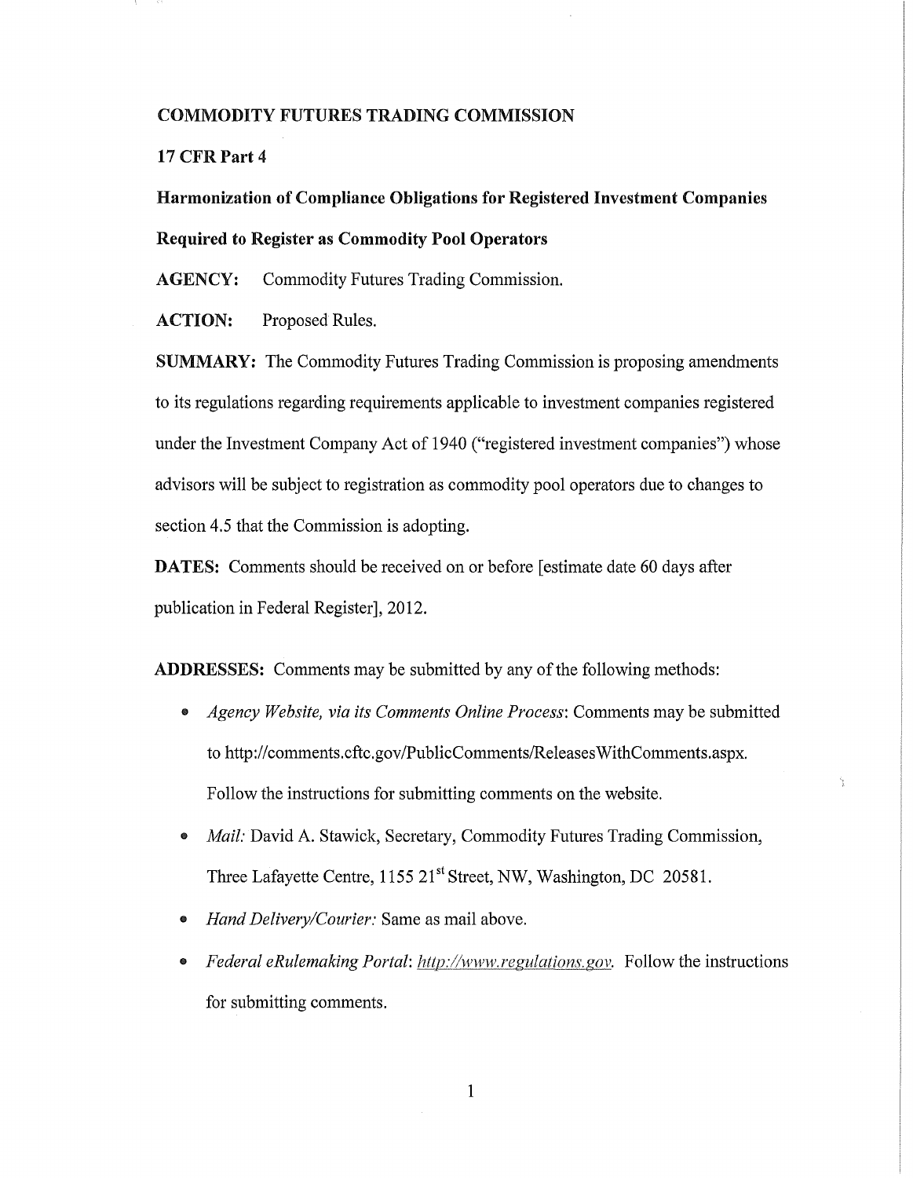**COMMODITY FUTURES TRADING COMMISSION**

**17 CFR Part 4**

**Harmonization of Compliance Obligations for Registered Investment Companies Required to Register as Commodity Pool Operators**

**AGENCY:** Commodity Futures Trading Commission.

**ACTION:** Proposed Rules.

**SUMMARY:** The Commodity Futures Trading Commission is proposing amendments to its regulations regarding requirements applicable to investment companies registered under the Investment Company Act of 1940 ("registered investment companies") whose advisors will be subject to registration as commodity pool operators due to changes to section 4.5 that the Commission is adopting.

**DATES:** Comments should be received on or before [estimate date 60 days after publication in Federal Register], 2012.

**ADDRESSES:** Comments may be submitted by any of the following methods:

- *Agency Website, via its Comments Online Process*: Comments may be submitted to http://comments.cftc.gov/PublicComments/ReleasesWithComments.aspx. Follow the instructions for submitting comments on the website.
- *Mail:* David A. Stawick, Secretary, Commodity Futures Trading Commission, Three Lafayette Centre, 1155 21st Street, NW, Washington, DC 20581.
- *Hand Delivery/Courier:* Same as mail above.
- *Federal eRulemaking Portal*: http://www.regulations.gov. Follow the instructions for submitting comments.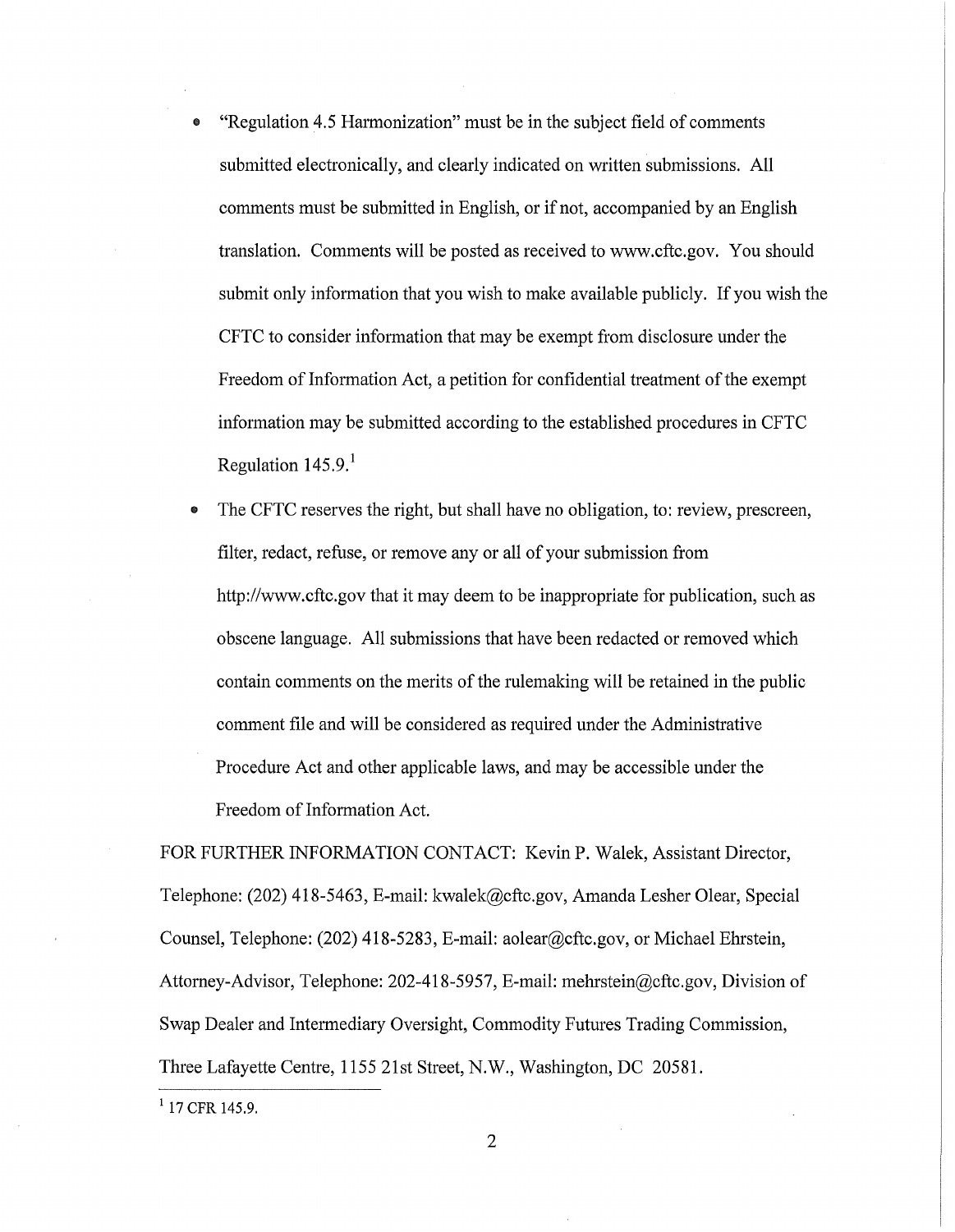- "Regulation 4.5 Harmonization" must be in the subject field of comments submitted electronically, and clearly indicated on written submissions. All comments must be submitted in English, or if not, accompanied by an English translation. Comments will be posted as received to www.cftc.gov. You should submit only information that you wish to make available publicly. If you wish the CFTC to consider information that may be exempt from disclosure under the Freedom of Information Act, a petition for confidential treatment of the exempt information may be submitted according to the established procedures in CFTC Regulation 145.9.[1]
- The CFTC reserves the right, but shall have no obligation, to: review, prescreen, filter, redact, refuse, or remove any or all of your submission from http://www.cftc.gov that it may deem to be inappropriate for publication, such as obscene language. All submissions that have been redacted or removed which contain comments on the merits of the rulemaking will be retained in the public comment file and will be considered as required under the Administrative Procedure Act and other applicable laws, and may be accessible under the Freedom of Information Act.

FOR FURTHER INFORMATION CONTACT: Kevin P. Walek, Assistant Director, Telephone: (202) 418-5463, E-mail: kwalek@cftc.gov, Amanda Lesher Olear, Special Counsel, Telephone: (202) 418-5283, E-mail: aolear@cftc.gov, or Michael Ehrstein, Attorney-Advisor, Telephone: 202-418-5957, E-mail: mehrstein@cftc.gov, Division of Swap Dealer and Intermediary Oversight, Commodity Futures Trading Commission, Three Lafayette Centre, 1155 21st Street, N.W., Washington, DC 20581.

[1] 17 CFR 145.9.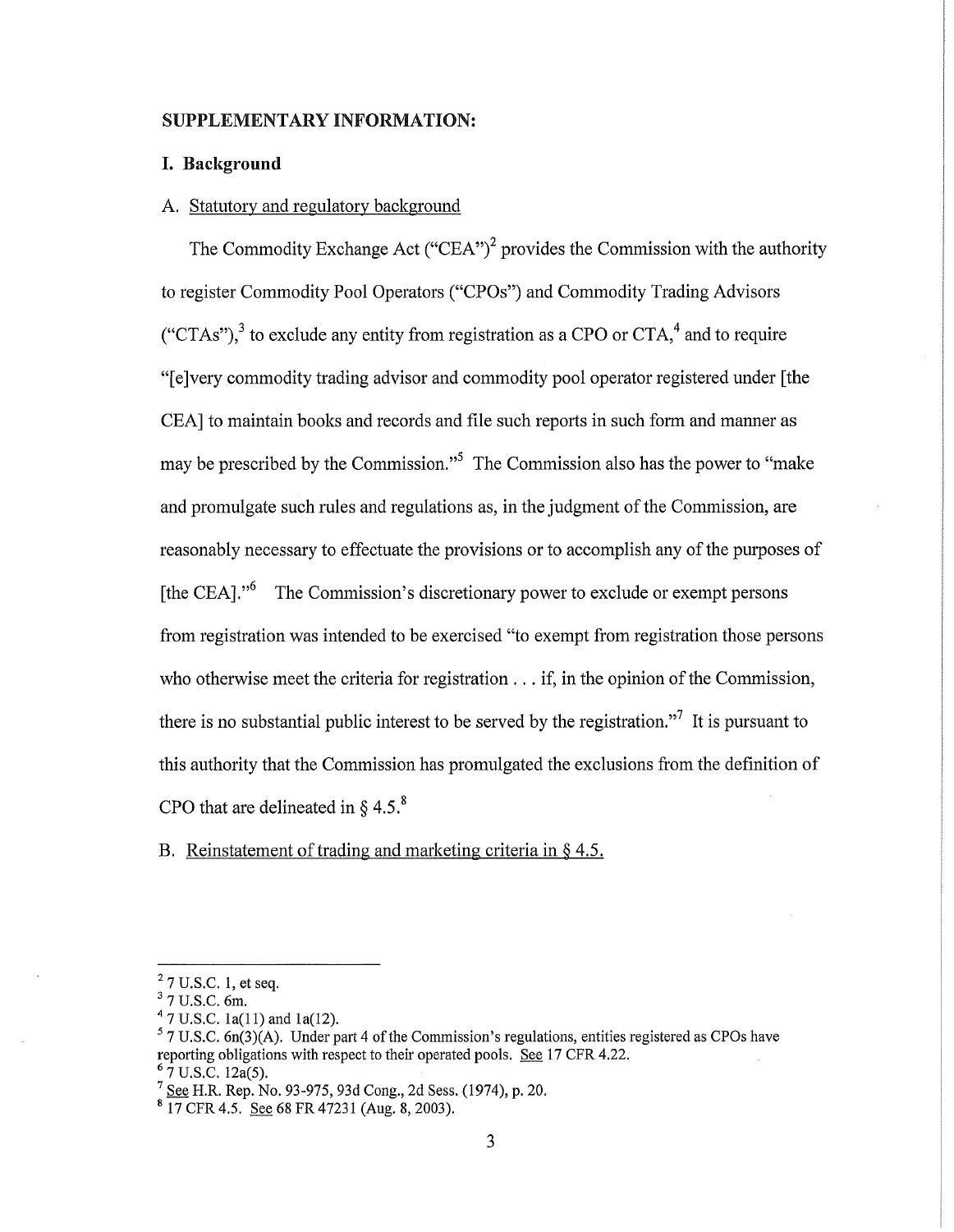## SUPPLEMENTARY INFORMATION:

### I. Background

A. Statutory and regulatory background

The Commodity Exchange Act ("CEA")[2] provides the Commission with the authority to register Commodity Pool Operators ("CPOs") and Commodity Trading Advisors ("CTAs"),[3] to exclude any entity from registration as a CPO or CTA,[4] and to require "[e]very commodity trading advisor and commodity pool operator registered under [the CEA] to maintain books and records and file such reports in such form and manner as may be prescribed by the Commission."[5] The Commission also has the power to "make and promulgate such rules and regulations as, in the judgment of the Commission, are reasonably necessary to effectuate the provisions or to accomplish any of the purposes of [the CEA]."[6] The Commission's discretionary power to exclude or exempt persons from registration was intended to be exercised "to exempt from registration those persons who otherwise meet the criteria for registration . . . if, in the opinion of the Commission, there is no substantial public interest to be served by the registration."[7] It is pursuant to this authority that the Commission has promulgated the exclusions from the definition of CPO that are delineated in § 4.5.[8]

B. Reinstatement of trading and marketing criteria in § 4.5.

---

[2] 7 U.S.C. 1, et seq.

[3] 7 U.S.C. 6m.

[4] 7 U.S.C. 1a(11) and 1a(12).

[5] 7 U.S.C. 6n(3)(A). Under part 4 of the Commission's regulations, entities registered as CPOs have reporting obligations with respect to their operated pools. See 17 CFR 4.22.

[6] 7 U.S.C. 12a(5).

[7] See H.R. Rep. No. 93-975, 93d Cong., 2d Sess. (1974), p. 20.

[8] 17 CFR 4.5. See 68 FR 47231 (Aug. 8, 2003).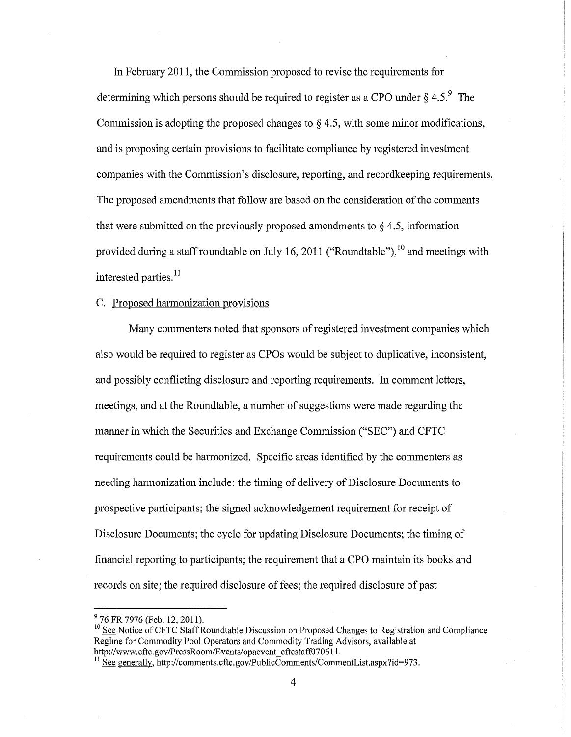In February 2011, the Commission proposed to revise the requirements for determining which persons should be required to register as a CPO under § 4.5.[9] The Commission is adopting the proposed changes to § 4.5, with some minor modifications, and is proposing certain provisions to facilitate compliance by registered investment companies with the Commission's disclosure, reporting, and recordkeeping requirements. The proposed amendments that follow are based on the consideration of the comments that were submitted on the previously proposed amendments to § 4.5, information provided during a staff roundtable on July 16, 2011 ("Roundtable"),[10] and meetings with interested parties.[11]

C. Proposed harmonization provisions

Many commenters noted that sponsors of registered investment companies which also would be required to register as CPOs would be subject to duplicative, inconsistent, and possibly conflicting disclosure and reporting requirements. In comment letters, meetings, and at the Roundtable, a number of suggestions were made regarding the manner in which the Securities and Exchange Commission ("SEC") and CFTC requirements could be harmonized. Specific areas identified by the commenters as needing harmonization include: the timing of delivery of Disclosure Documents to prospective participants; the signed acknowledgement requirement for receipt of Disclosure Documents; the cycle for updating Disclosure Documents; the timing of financial reporting to participants; the requirement that a CPO maintain its books and records on site; the required disclosure of fees; the required disclosure of past

---

[9] 76 FR 7976 (Feb. 12, 2011).

[10] See Notice of CFTC Staff Roundtable Discussion on Proposed Changes to Registration and Compliance Regime for Commodity Pool Operators and Commodity Trading Advisors, available at http://www.cftc.gov/PressRoom/Events/opaevent_cftcstaff070611.

[11] See generally, http://comments.cftc.gov/PublicComments/CommentList.aspx?id=973.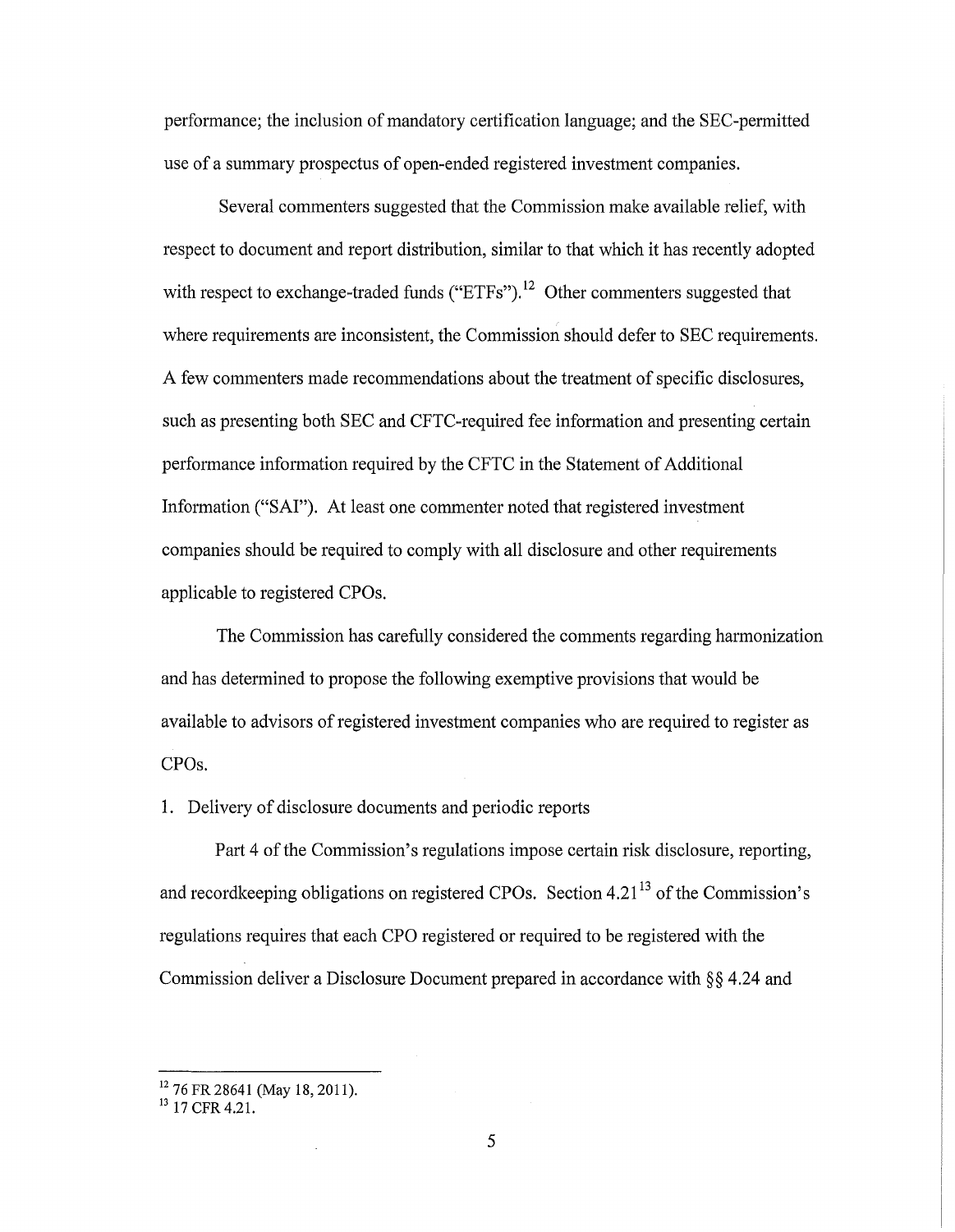performance; the inclusion of mandatory certification language; and the SEC-permitted use of a summary prospectus of open-ended registered investment companies.

Several commenters suggested that the Commission make available relief, with respect to document and report distribution, similar to that which it has recently adopted with respect to exchange-traded funds ("ETFs").[12] Other commenters suggested that where requirements are inconsistent, the Commission should defer to SEC requirements. A few commenters made recommendations about the treatment of specific disclosures, such as presenting both SEC and CFTC-required fee information and presenting certain performance information required by the CFTC in the Statement of Additional Information ("SAI"). At least one commenter noted that registered investment companies should be required to comply with all disclosure and other requirements applicable to registered CPOs.

The Commission has carefully considered the comments regarding harmonization and has determined to propose the following exemptive provisions that would be available to advisors of registered investment companies who are required to register as CPOs.

1. Delivery of disclosure documents and periodic reports

Part 4 of the Commission's regulations impose certain risk disclosure, reporting, and recordkeeping obligations on registered CPOs. Section 4.21[13] of the Commission's regulations requires that each CPO registered or required to be registered with the Commission deliver a Disclosure Document prepared in accordance with §§ 4.24 and

---

[12] 76 FR 28641 (May 18, 2011).

[13] 17 CFR 4.21.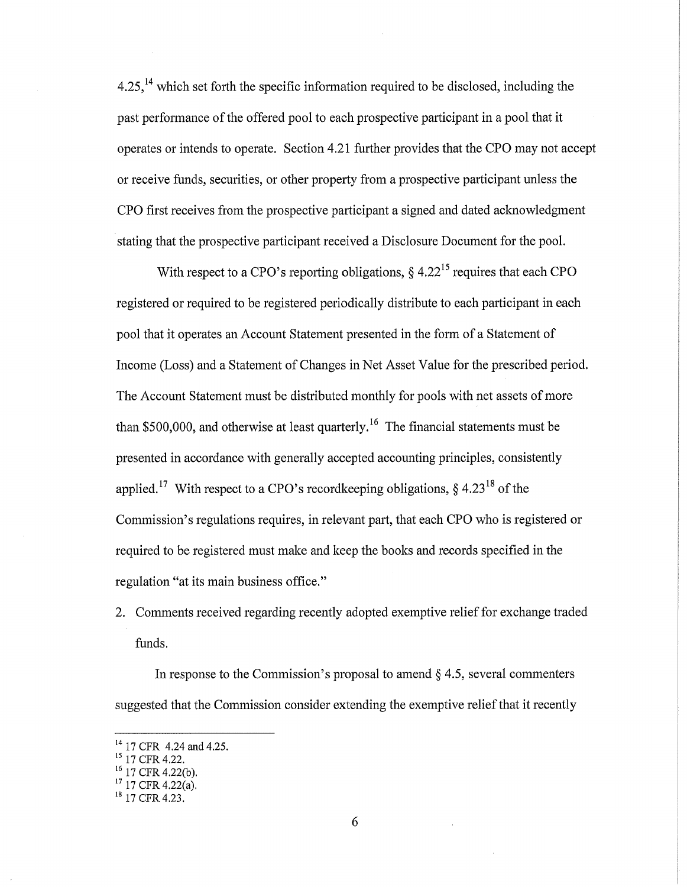4.25,[14] which set forth the specific information required to be disclosed, including the past performance of the offered pool to each prospective participant in a pool that it operates or intends to operate. Section 4.21 further provides that the CPO may not accept or receive funds, securities, or other property from a prospective participant unless the CPO first receives from the prospective participant a signed and dated acknowledgment stating that the prospective participant received a Disclosure Document for the pool.

With respect to a CPO's reporting obligations, § 4.22[15] requires that each CPO registered or required to be registered periodically distribute to each participant in each pool that it operates an Account Statement presented in the form of a Statement of Income (Loss) and a Statement of Changes in Net Asset Value for the prescribed period. The Account Statement must be distributed monthly for pools with net assets of more than $500,000, and otherwise at least quarterly.[16] The financial statements must be presented in accordance with generally accepted accounting principles, consistently applied.[17] With respect to a CPO's recordkeeping obligations, § 4.23[18] of the Commission's regulations requires, in relevant part, that each CPO who is registered or required to be registered must make and keep the books and records specified in the regulation "at its main business office."

2. Comments received regarding recently adopted exemptive relief for exchange traded funds.

In response to the Commission's proposal to amend § 4.5, several commenters suggested that the Commission consider extending the exemptive relief that it recently

---

[14] 17 CFR 4.24 and 4.25.

[15] 17 CFR 4.22.

[16] 17 CFR 4.22(b).

[17] 17 CFR 4.22(a).

[18] 17 CFR 4.23.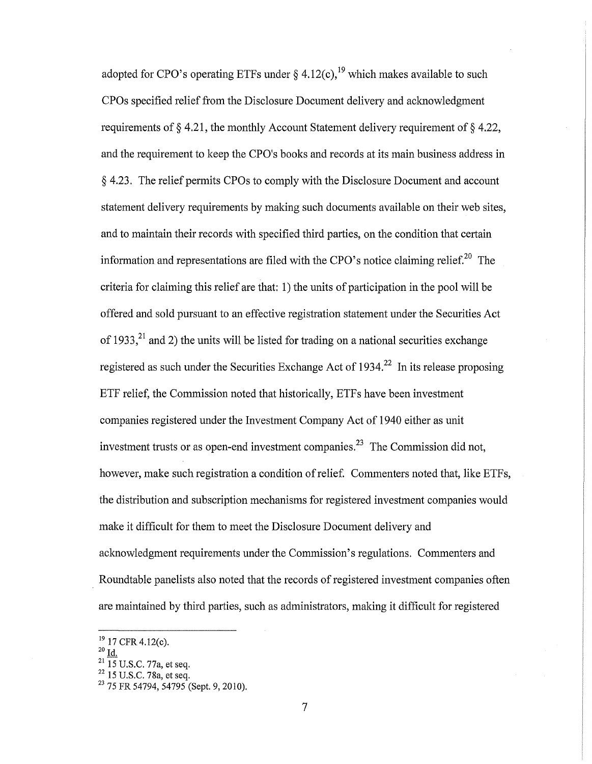adopted for CPO's operating ETFs under § 4.12(c),[19] which makes available to such CPOs specified relief from the Disclosure Document delivery and acknowledgment requirements of § 4.21, the monthly Account Statement delivery requirement of § 4.22, and the requirement to keep the CPO's books and records at its main business address in § 4.23. The relief permits CPOs to comply with the Disclosure Document and account statement delivery requirements by making such documents available on their web sites, and to maintain their records with specified third parties, on the condition that certain information and representations are filed with the CPO's notice claiming relief.[20] The criteria for claiming this relief are that: 1) the units of participation in the pool will be offered and sold pursuant to an effective registration statement under the Securities Act of 1933,[21] and 2) the units will be listed for trading on a national securities exchange registered as such under the Securities Exchange Act of 1934.[22] In its release proposing ETF relief, the Commission noted that historically, ETFs have been investment companies registered under the Investment Company Act of 1940 either as unit investment trusts or as open-end investment companies.[23] The Commission did not, however, make such registration a condition of relief. Commenters noted that, like ETFs, the distribution and subscription mechanisms for registered investment companies would make it difficult for them to meet the Disclosure Document delivery and acknowledgment requirements under the Commission's regulations. Commenters and Roundtable panelists also noted that the records of registered investment companies often are maintained by third parties, such as administrators, making it difficult for registered

---

[19] 17 CFR 4.12(c).

[20] Id.

[21] 15 U.S.C. 77a, et seq.

[22] 15 U.S.C. 78a, et seq.

[23] 75 FR 54794, 54795 (Sept. 9, 2010).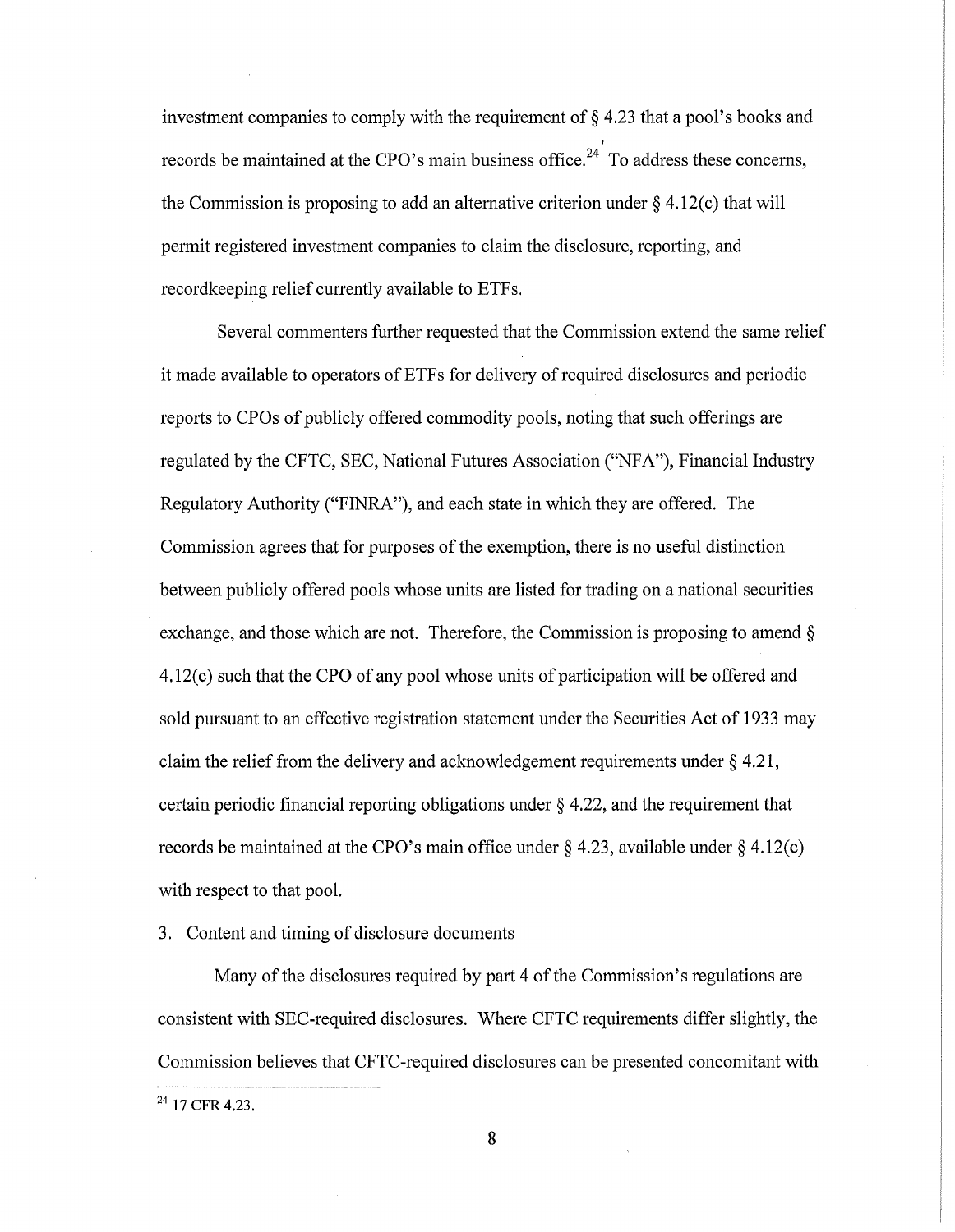investment companies to comply with the requirement of § 4.23 that a pool's books and records be maintained at the CPO's main business office.[24] To address these concerns, the Commission is proposing to add an alternative criterion under § 4.12(c) that will permit registered investment companies to claim the disclosure, reporting, and recordkeeping relief currently available to ETFs.

Several commenters further requested that the Commission extend the same relief it made available to operators of ETFs for delivery of required disclosures and periodic reports to CPOs of publicly offered commodity pools, noting that such offerings are regulated by the CFTC, SEC, National Futures Association ("NFA"), Financial Industry Regulatory Authority ("FINRA"), and each state in which they are offered. The Commission agrees that for purposes of the exemption, there is no useful distinction between publicly offered pools whose units are listed for trading on a national securities exchange, and those which are not. Therefore, the Commission is proposing to amend § 4.12(c) such that the CPO of any pool whose units of participation will be offered and sold pursuant to an effective registration statement under the Securities Act of 1933 may claim the relief from the delivery and acknowledgement requirements under § 4.21, certain periodic financial reporting obligations under § 4.22, and the requirement that records be maintained at the CPO's main office under § 4.23, available under § 4.12(c) with respect to that pool.

3. Content and timing of disclosure documents

Many of the disclosures required by part 4 of the Commission's regulations are consistent with SEC-required disclosures. Where CFTC requirements differ slightly, the Commission believes that CFTC-required disclosures can be presented concomitant with

[24] 17 CFR 4.23.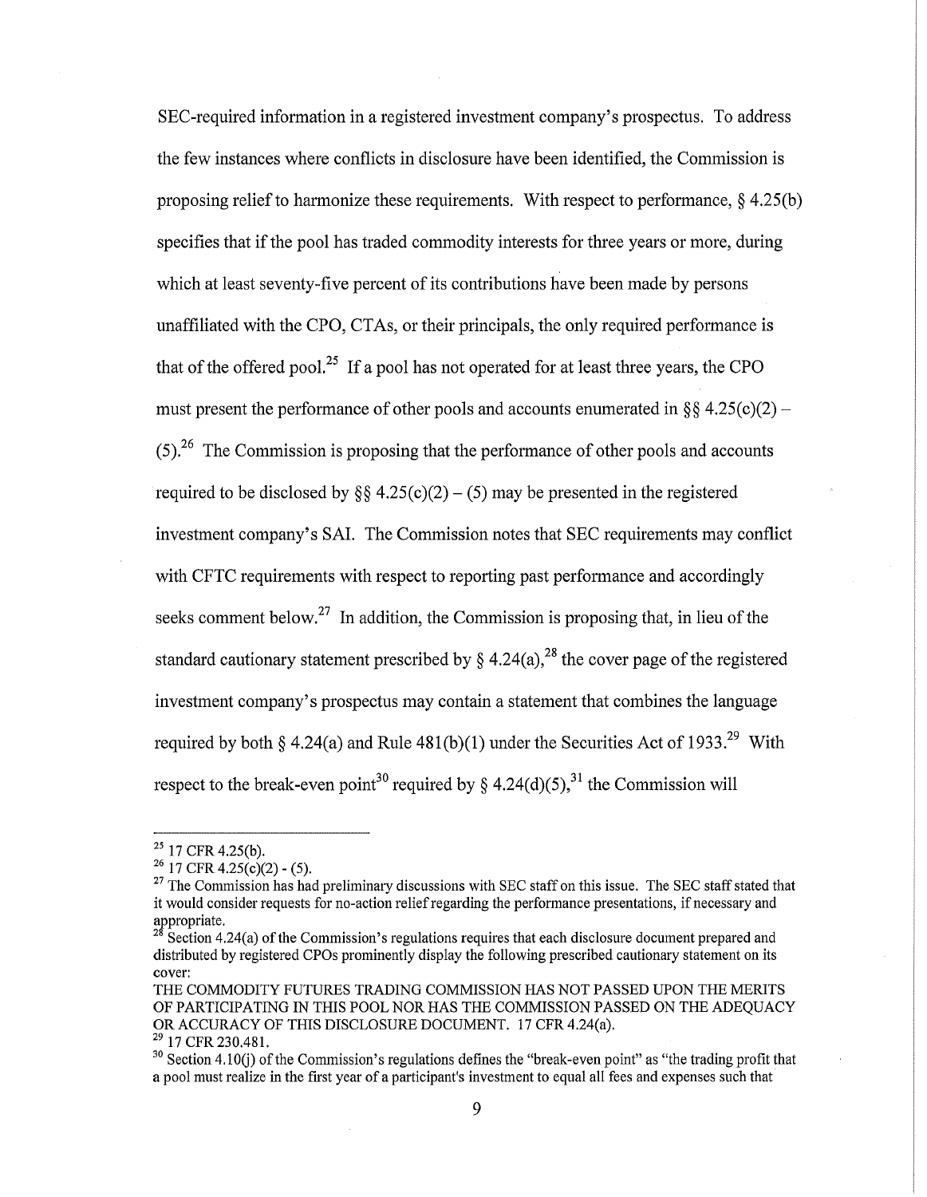SEC-required information in a registered investment company's prospectus. To address the few instances where conflicts in disclosure have been identified, the Commission is proposing relief to harmonize these requirements. With respect to performance, § 4.25(b) specifies that if the pool has traded commodity interests for three years or more, during which at least seventy-five percent of its contributions have been made by persons unaffiliated with the CPO, CTAs, or their principals, the only required performance is that of the offered pool.[25] If a pool has not operated for at least three years, the CPO must present the performance of other pools and accounts enumerated in §§ 4.25(c)(2) – (5).[26] The Commission is proposing that the performance of other pools and accounts required to be disclosed by §§ 4.25(c)(2) – (5) may be presented in the registered investment company's SAI. The Commission notes that SEC requirements may conflict with CFTC requirements with respect to reporting past performance and accordingly seeks comment below.[27] In addition, the Commission is proposing that, in lieu of the standard cautionary statement prescribed by § 4.24(a),[28] the cover page of the registered investment company's prospectus may contain a statement that combines the language required by both § 4.24(a) and Rule 481(b)(1) under the Securities Act of 1933.[29] With respect to the break-even point[30] required by § 4.24(d)(5),[31] the Commission will

---

[25] 17 CFR 4.25(b).

[26] 17 CFR 4.25(c)(2) - (5).

[27] The Commission has had preliminary discussions with SEC staff on this issue. The SEC staff stated that it would consider requests for no-action relief regarding the performance presentations, if necessary and appropriate.

[28] Section 4.24(a) of the Commission's regulations requires that each disclosure document prepared and distributed by registered CPOs prominently display the following prescribed cautionary statement on its cover:

THE COMMODITY FUTURES TRADING COMMISSION HAS NOT PASSED UPON THE MERITS OF PARTICIPATING IN THIS POOL NOR HAS THE COMMISSION PASSED ON THE ADEQUACY OR ACCURACY OF THIS DISCLOSURE DOCUMENT. 17 CFR 4.24(a).

[29] 17 CFR 230.481.

[30] Section 4.10(j) of the Commission's regulations defines the "break-even point" as "the trading profit that a pool must realize in the first year of a participant's investment to equal all fees and expenses such that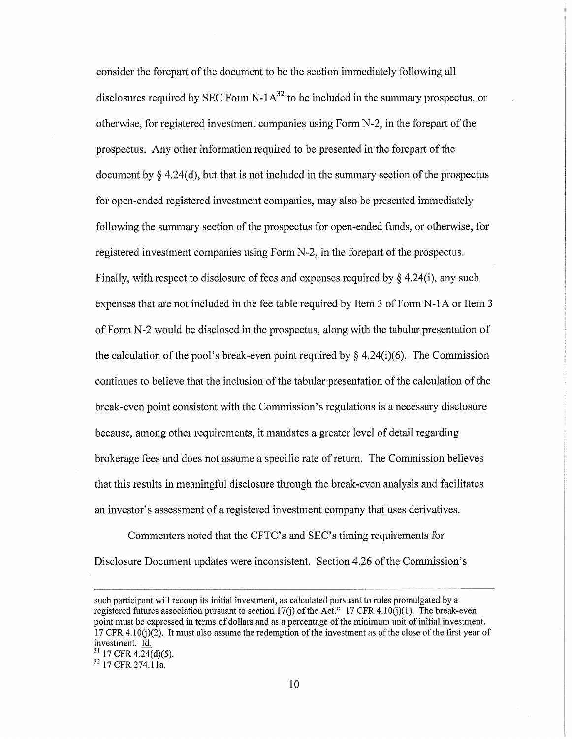consider the forepart of the document to be the section immediately following all disclosures required by SEC Form N-1A[32] to be included in the summary prospectus, or otherwise, for registered investment companies using Form N-2, in the forepart of the prospectus. Any other information required to be presented in the forepart of the document by § 4.24(d), but that is not included in the summary section of the prospectus for open-ended registered investment companies, may also be presented immediately following the summary section of the prospectus for open-ended funds, or otherwise, for registered investment companies using Form N-2, in the forepart of the prospectus. Finally, with respect to disclosure of fees and expenses required by § 4.24(i), any such expenses that are not included in the fee table required by Item 3 of Form N-1A or Item 3 of Form N-2 would be disclosed in the prospectus, along with the tabular presentation of the calculation of the pool's break-even point required by § 4.24(i)(6). The Commission continues to believe that the inclusion of the tabular presentation of the calculation of the break-even point consistent with the Commission's regulations is a necessary disclosure because, among other requirements, it mandates a greater level of detail regarding brokerage fees and does not assume a specific rate of return. The Commission believes that this results in meaningful disclosure through the break-even analysis and facilitates an investor's assessment of a registered investment company that uses derivatives.

Commenters noted that the CFTC's and SEC's timing requirements for Disclosure Document updates were inconsistent. Section 4.26 of the Commission's

---

such participant will recoup its initial investment, as calculated pursuant to rules promulgated by a registered futures association pursuant to section 17(j) of the Act." 17 CFR 4.10(j)(1). The break-even point must be expressed in terms of dollars and as a percentage of the minimum unit of initial investment. 17 CFR 4.10(j)(2). It must also assume the redemption of the investment as of the close of the first year of investment. Id.

[31] 17 CFR 4.24(d)(5).

[32] 17 CFR 274.11a.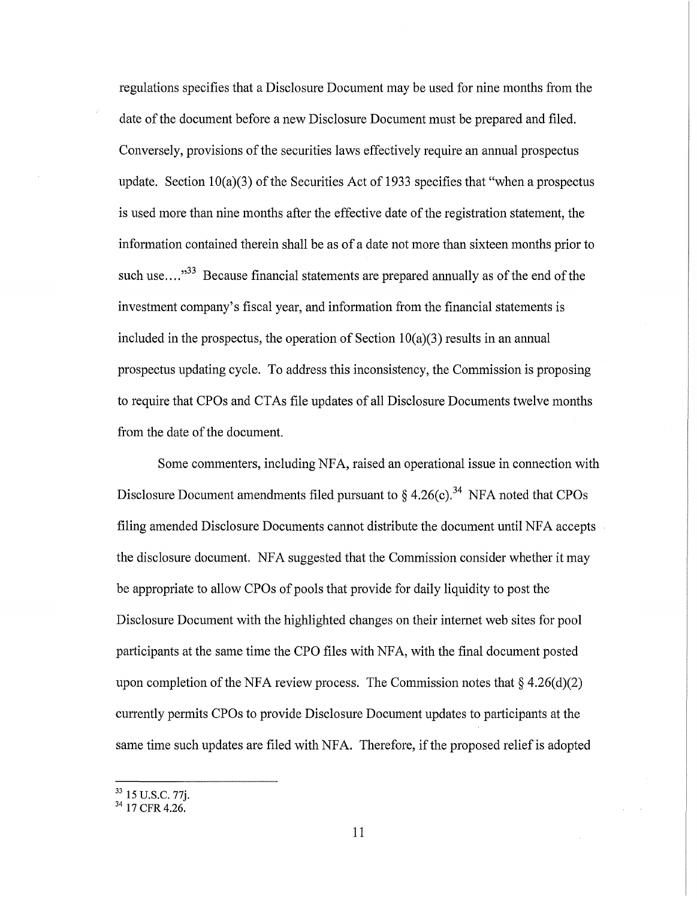regulations specifies that a Disclosure Document may be used for nine months from the date of the document before a new Disclosure Document must be prepared and filed. Conversely, provisions of the securities laws effectively require an annual prospectus update. Section 10(a)(3) of the Securities Act of 1933 specifies that "when a prospectus is used more than nine months after the effective date of the registration statement, the information contained therein shall be as of a date not more than sixteen months prior to such use...."[33] Because financial statements are prepared annually as of the end of the investment company's fiscal year, and information from the financial statements is included in the prospectus, the operation of Section 10(a)(3) results in an annual prospectus updating cycle. To address this inconsistency, the Commission is proposing to require that CPOs and CTAs file updates of all Disclosure Documents twelve months from the date of the document.

Some commenters, including NFA, raised an operational issue in connection with Disclosure Document amendments filed pursuant to § 4.26(c).[34] NFA noted that CPOs filing amended Disclosure Documents cannot distribute the document until NFA accepts the disclosure document. NFA suggested that the Commission consider whether it may be appropriate to allow CPOs of pools that provide for daily liquidity to post the Disclosure Document with the highlighted changes on their internet web sites for pool participants at the same time the CPO files with NFA, with the final document posted upon completion of the NFA review process. The Commission notes that § 4.26(d)(2) currently permits CPOs to provide Disclosure Document updates to participants at the same time such updates are filed with NFA. Therefore, if the proposed relief is adopted

[33] 15 U.S.C. 77j.

[34] 17 CFR 4.26.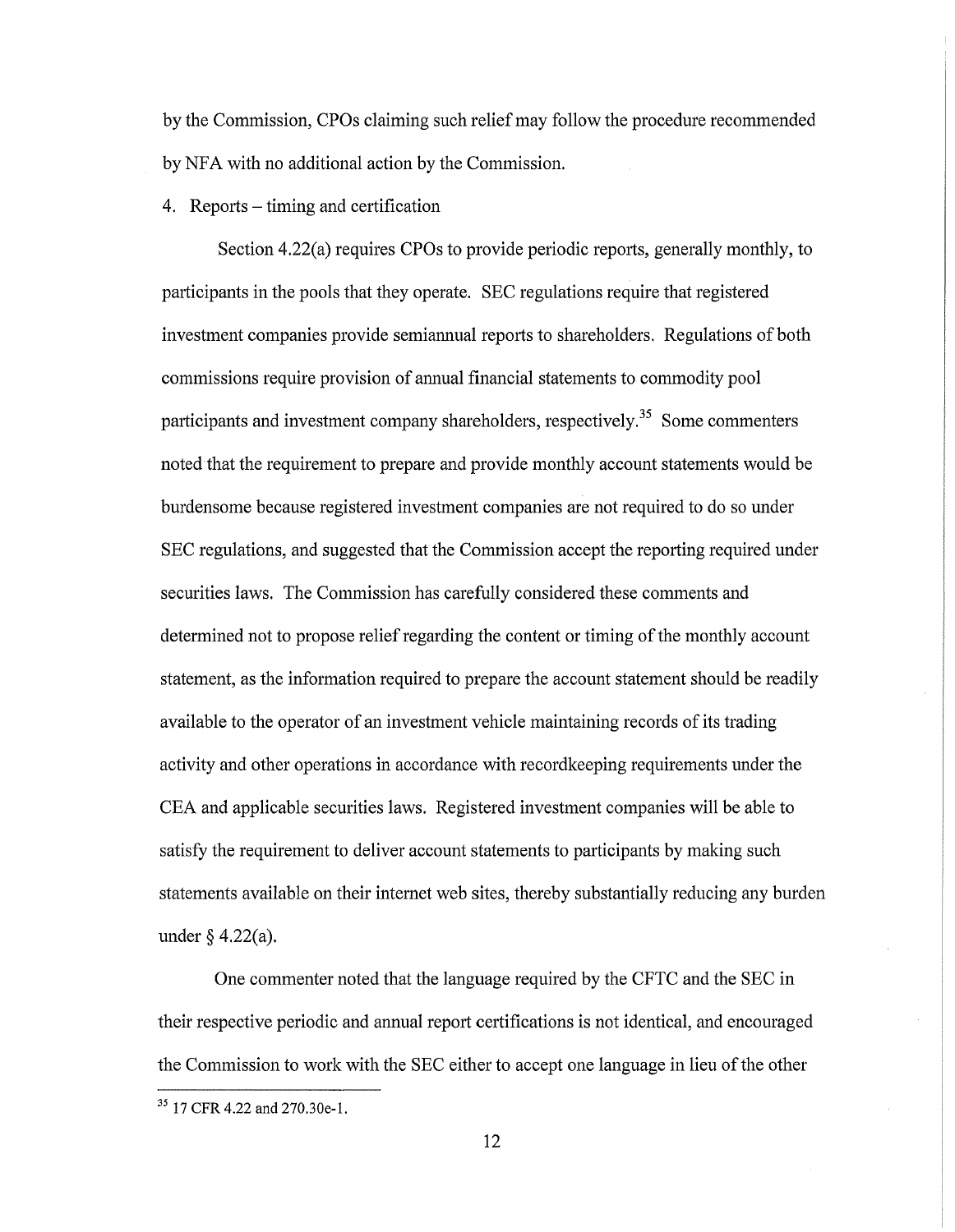by the Commission, CPOs claiming such relief may follow the procedure recommended by NFA with no additional action by the Commission.

4. Reports – timing and certification

Section 4.22(a) requires CPOs to provide periodic reports, generally monthly, to participants in the pools that they operate. SEC regulations require that registered investment companies provide semiannual reports to shareholders. Regulations of both commissions require provision of annual financial statements to commodity pool participants and investment company shareholders, respectively.[35] Some commenters noted that the requirement to prepare and provide monthly account statements would be burdensome because registered investment companies are not required to do so under SEC regulations, and suggested that the Commission accept the reporting required under securities laws. The Commission has carefully considered these comments and determined not to propose relief regarding the content or timing of the monthly account statement, as the information required to prepare the account statement should be readily available to the operator of an investment vehicle maintaining records of its trading activity and other operations in accordance with recordkeeping requirements under the CEA and applicable securities laws. Registered investment companies will be able to satisfy the requirement to deliver account statements to participants by making such statements available on their internet web sites, thereby substantially reducing any burden under § 4.22(a).

One commenter noted that the language required by the CFTC and the SEC in their respective periodic and annual report certifications is not identical, and encouraged the Commission to work with the SEC either to accept one language in lieu of the other

---

[35] 17 CFR 4.22 and 270.30e-1.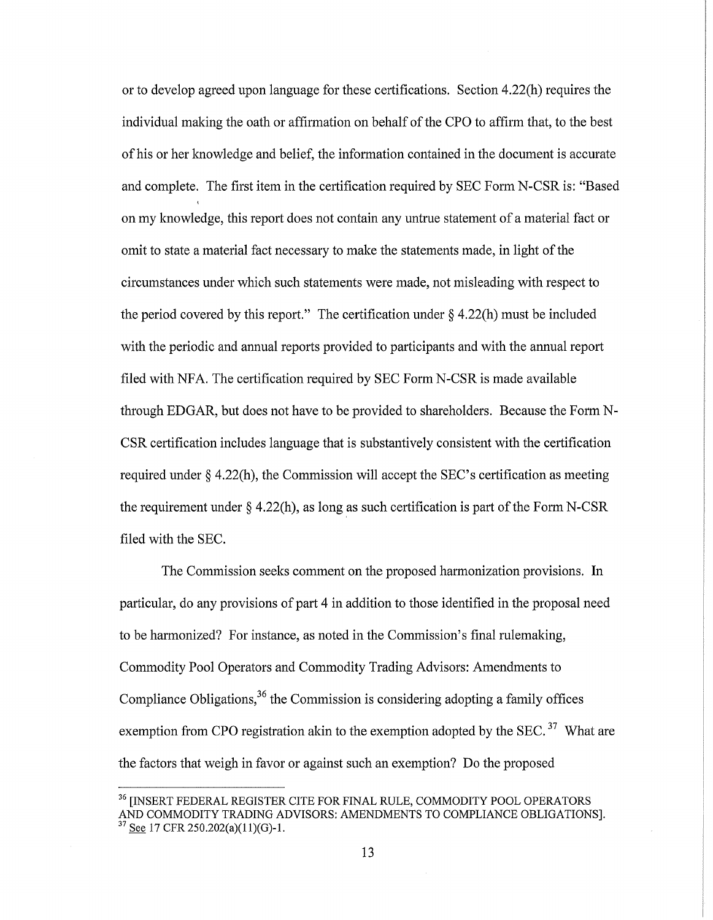or to develop agreed upon language for these certifications. Section 4.22(h) requires the individual making the oath or affirmation on behalf of the CPO to affirm that, to the best of his or her knowledge and belief, the information contained in the document is accurate and complete. The first item in the certification required by SEC Form N-CSR is: "Based on my knowledge, this report does not contain any untrue statement of a material fact or omit to state a material fact necessary to make the statements made, in light of the circumstances under which such statements were made, not misleading with respect to the period covered by this report." The certification under § 4.22(h) must be included with the periodic and annual reports provided to participants and with the annual report filed with NFA. The certification required by SEC Form N-CSR is made available through EDGAR, but does not have to be provided to shareholders. Because the Form N-CSR certification includes language that is substantively consistent with the certification required under § 4.22(h), the Commission will accept the SEC's certification as meeting the requirement under § 4.22(h), as long as such certification is part of the Form N-CSR filed with the SEC.

The Commission seeks comment on the proposed harmonization provisions. In particular, do any provisions of part 4 in addition to those identified in the proposal need to be harmonized? For instance, as noted in the Commission's final rulemaking, Commodity Pool Operators and Commodity Trading Advisors: Amendments to Compliance Obligations,[36] the Commission is considering adopting a family offices exemption from CPO registration akin to the exemption adopted by the SEC.[37] What are the factors that weigh in favor or against such an exemption? Do the proposed

---

[36] [INSERT FEDERAL REGISTER CITE FOR FINAL RULE, COMMODITY POOL OPERATORS AND COMMODITY TRADING ADVISORS: AMENDMENTS TO COMPLIANCE OBLIGATIONS].

[37] See 17 CFR 250.202(a)(11)(G)-1.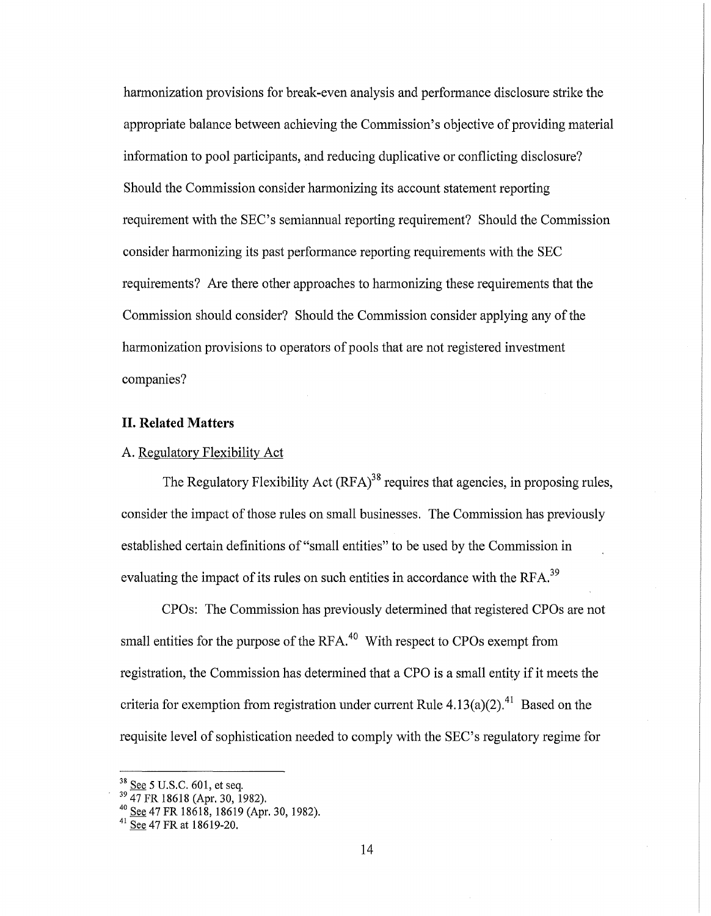harmonization provisions for break-even analysis and performance disclosure strike the appropriate balance between achieving the Commission's objective of providing material information to pool participants, and reducing duplicative or conflicting disclosure? Should the Commission consider harmonizing its account statement reporting requirement with the SEC's semiannual reporting requirement? Should the Commission consider harmonizing its past performance reporting requirements with the SEC requirements? Are there other approaches to harmonizing these requirements that the Commission should consider? Should the Commission consider applying any of the harmonization provisions to operators of pools that are not registered investment companies?

## II. Related Matters

### A. Regulatory Flexibility Act

The Regulatory Flexibility Act (RFA)[38] requires that agencies, in proposing rules, consider the impact of those rules on small businesses. The Commission has previously established certain definitions of "small entities" to be used by the Commission in evaluating the impact of its rules on such entities in accordance with the RFA.[39]

CPOs: The Commission has previously determined that registered CPOs are not small entities for the purpose of the RFA.[40] With respect to CPOs exempt from registration, the Commission has determined that a CPO is a small entity if it meets the criteria for exemption from registration under current Rule 4.13(a)(2).[41] Based on the requisite level of sophistication needed to comply with the SEC's regulatory regime for

---

[38] See 5 U.S.C. 601, et seq.

[39] 47 FR 18618 (Apr. 30, 1982).

[40] See 47 FR 18618, 18619 (Apr. 30, 1982).

[41] See 47 FR at 18619-20.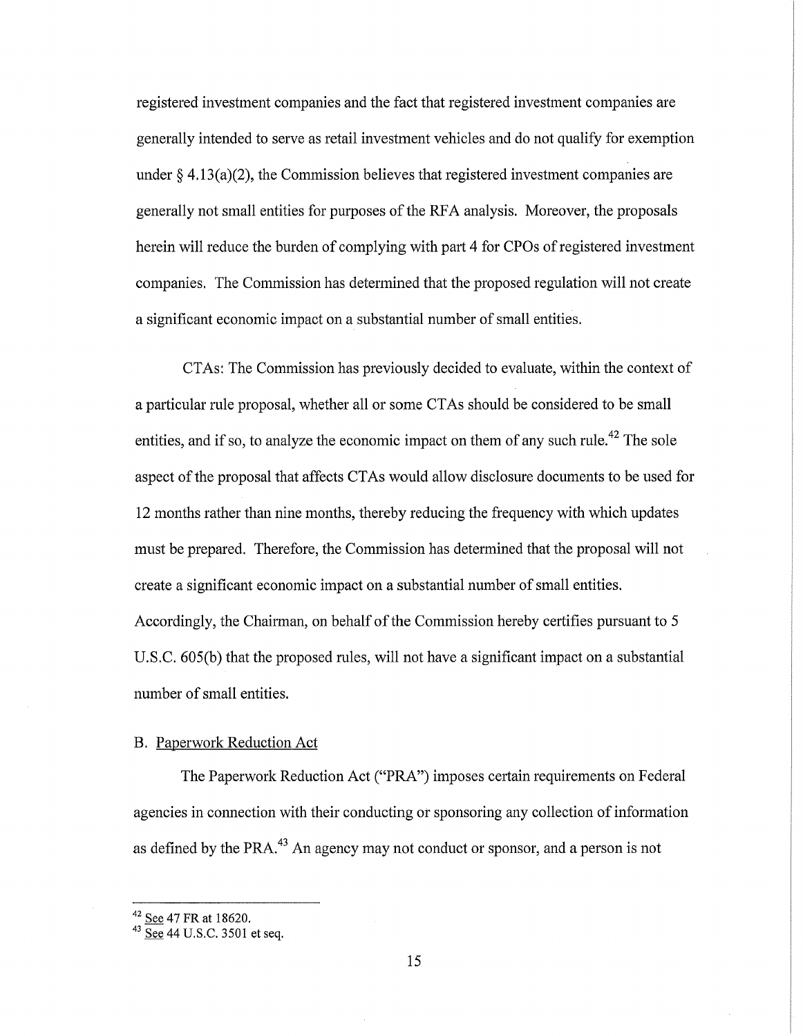registered investment companies and the fact that registered investment companies are generally intended to serve as retail investment vehicles and do not qualify for exemption under § 4.13(a)(2), the Commission believes that registered investment companies are generally not small entities for purposes of the RFA analysis. Moreover, the proposals herein will reduce the burden of complying with part 4 for CPOs of registered investment companies. The Commission has determined that the proposed regulation will not create a significant economic impact on a substantial number of small entities.

CTAs: The Commission has previously decided to evaluate, within the context of a particular rule proposal, whether all or some CTAs should be considered to be small entities, and if so, to analyze the economic impact on them of any such rule.[42] The sole aspect of the proposal that affects CTAs would allow disclosure documents to be used for 12 months rather than nine months, thereby reducing the frequency with which updates must be prepared. Therefore, the Commission has determined that the proposal will not create a significant economic impact on a substantial number of small entities. Accordingly, the Chairman, on behalf of the Commission hereby certifies pursuant to 5 U.S.C. 605(b) that the proposed rules, will not have a significant impact on a substantial number of small entities.

B. Paperwork Reduction Act

The Paperwork Reduction Act ("PRA") imposes certain requirements on Federal agencies in connection with their conducting or sponsoring any collection of information as defined by the PRA.[43] An agency may not conduct or sponsor, and a person is not

---

[42] See 47 FR at 18620.

[43] See 44 U.S.C. 3501 et seq.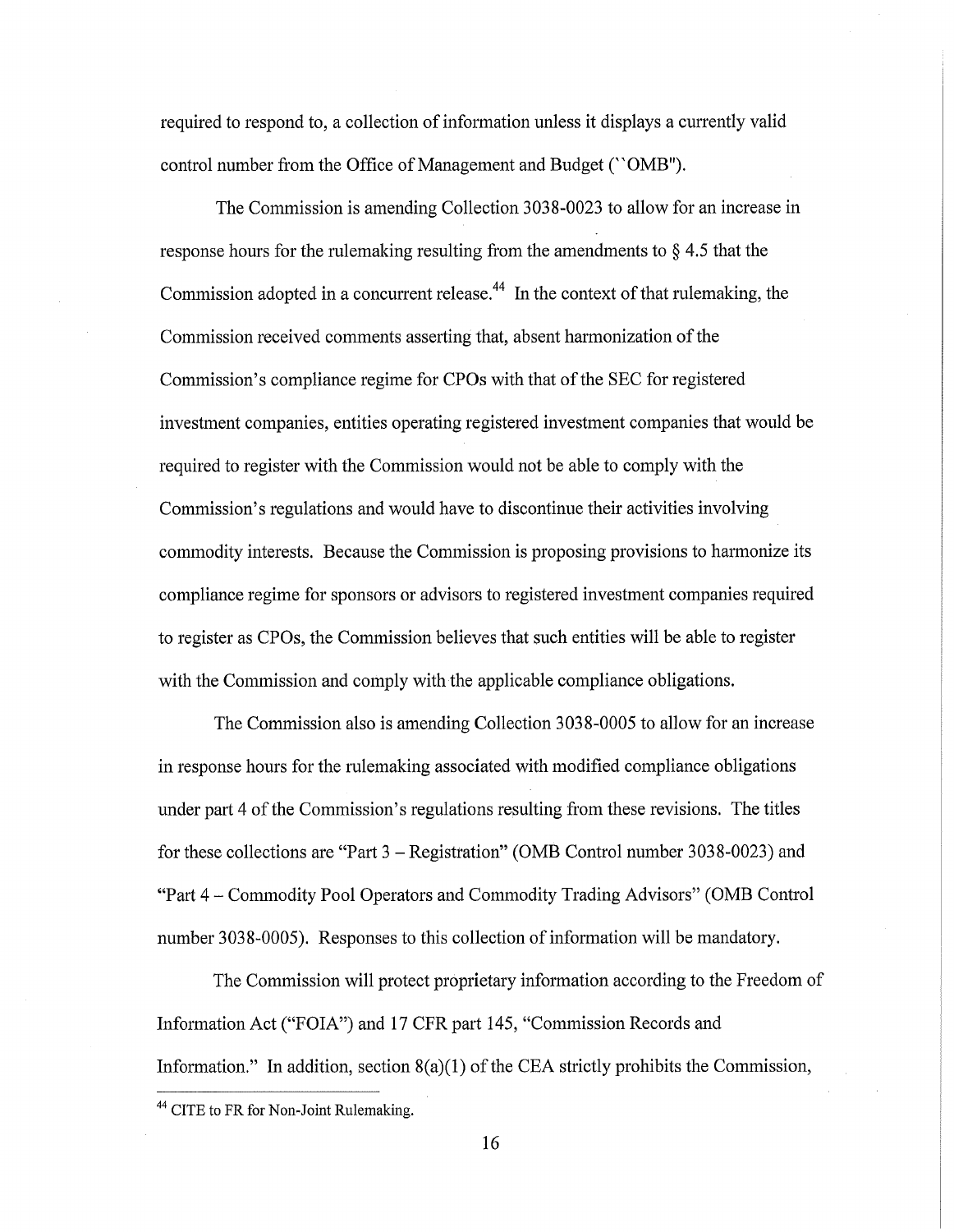required to respond to, a collection of information unless it displays a currently valid control number from the Office of Management and Budget (``OMB'').

The Commission is amending Collection 3038-0023 to allow for an increase in response hours for the rulemaking resulting from the amendments to § 4.5 that the Commission adopted in a concurrent release.[44] In the context of that rulemaking, the Commission received comments asserting that, absent harmonization of the Commission's compliance regime for CPOs with that of the SEC for registered investment companies, entities operating registered investment companies that would be required to register with the Commission would not be able to comply with the Commission's regulations and would have to discontinue their activities involving commodity interests. Because the Commission is proposing provisions to harmonize its compliance regime for sponsors or advisors to registered investment companies required to register as CPOs, the Commission believes that such entities will be able to register with the Commission and comply with the applicable compliance obligations.

The Commission also is amending Collection 3038-0005 to allow for an increase in response hours for the rulemaking associated with modified compliance obligations under part 4 of the Commission's regulations resulting from these revisions. The titles for these collections are "Part 3 – Registration" (OMB Control number 3038-0023) and "Part 4 – Commodity Pool Operators and Commodity Trading Advisors" (OMB Control number 3038-0005). Responses to this collection of information will be mandatory.

The Commission will protect proprietary information according to the Freedom of Information Act ("FOIA") and 17 CFR part 145, "Commission Records and Information." In addition, section 8(a)(1) of the CEA strictly prohibits the Commission,

---

[44] CITE to FR for Non-Joint Rulemaking.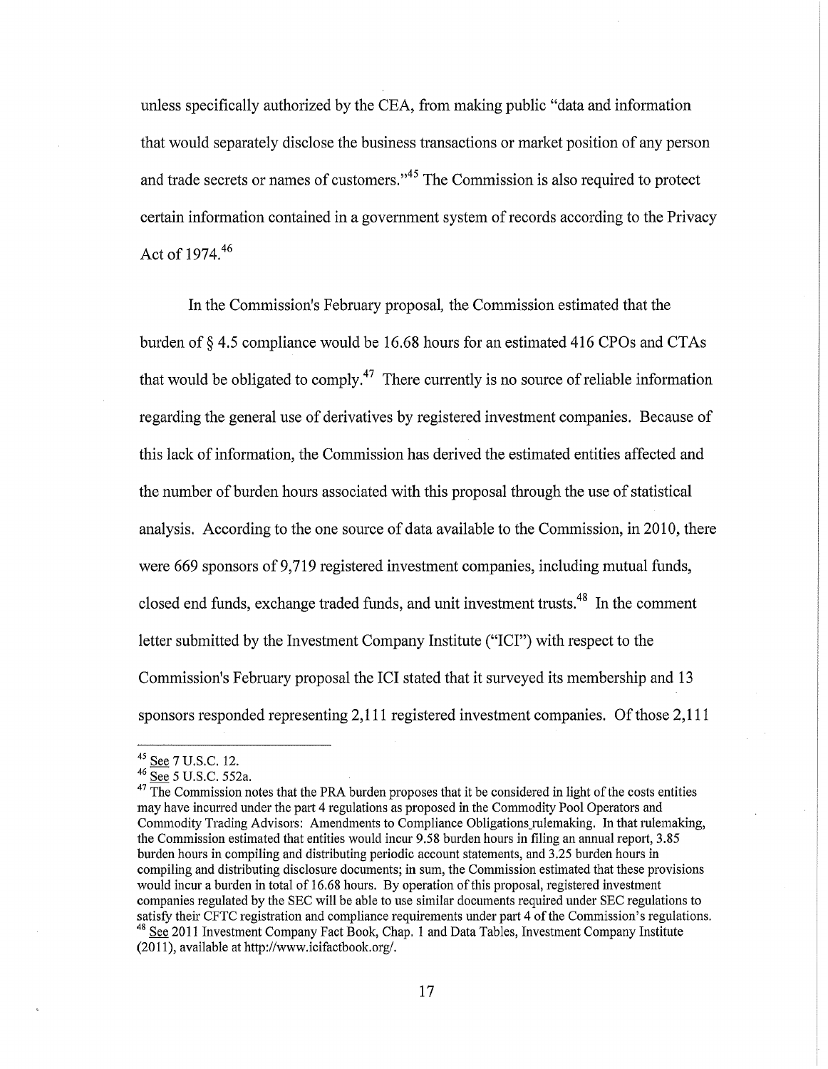unless specifically authorized by the CEA, from making public "data and information that would separately disclose the business transactions or market position of any person and trade secrets or names of customers."[45] The Commission is also required to protect certain information contained in a government system of records according to the Privacy Act of 1974.[46]

In the Commission's February proposal, the Commission estimated that the burden of § 4.5 compliance would be 16.68 hours for an estimated 416 CPOs and CTAs that would be obligated to comply.[47] There currently is no source of reliable information regarding the general use of derivatives by registered investment companies. Because of this lack of information, the Commission has derived the estimated entities affected and the number of burden hours associated with this proposal through the use of statistical analysis. According to the one source of data available to the Commission, in 2010, there were 669 sponsors of 9,719 registered investment companies, including mutual funds, closed end funds, exchange traded funds, and unit investment trusts.[48] In the comment letter submitted by the Investment Company Institute ("ICI") with respect to the Commission's February proposal the ICI stated that it surveyed its membership and 13 sponsors responded representing 2,111 registered investment companies. Of those 2,111

---

[45] See 7 U.S.C. 12.

[46] See 5 U.S.C. 552a.

[47] The Commission notes that the PRA burden proposes that it be considered in light of the costs entities may have incurred under the part 4 regulations as proposed in the Commodity Pool Operators and Commodity Trading Advisors: Amendments to Compliance Obligations rulemaking. In that rulemaking, the Commission estimated that entities would incur 9.58 burden hours in filing an annual report, 3.85 burden hours in compiling and distributing periodic account statements, and 3.25 burden hours in compiling and distributing disclosure documents; in sum, the Commission estimated that these provisions would incur a burden in total of 16.68 hours. By operation of this proposal, registered investment companies regulated by the SEC will be able to use similar documents required under SEC regulations to satisfy their CFTC registration and compliance requirements under part 4 of the Commission's regulations.

[48] See 2011 Investment Company Fact Book, Chap. 1 and Data Tables, Investment Company Institute (2011), available at http://www.icifactbook.org/.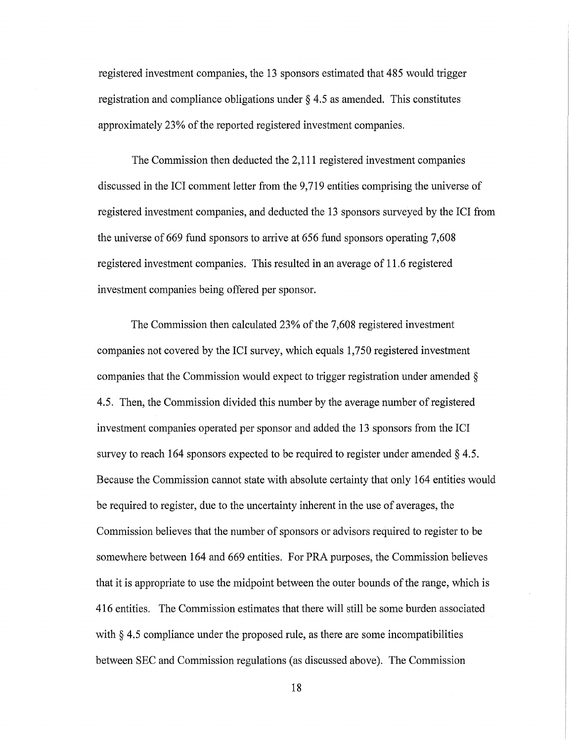registered investment companies, the 13 sponsors estimated that 485 would trigger registration and compliance obligations under § 4.5 as amended. This constitutes approximately 23% of the reported registered investment companies.

The Commission then deducted the 2,111 registered investment companies discussed in the ICI comment letter from the 9,719 entities comprising the universe of registered investment companies, and deducted the 13 sponsors surveyed by the ICI from the universe of 669 fund sponsors to arrive at 656 fund sponsors operating 7,608 registered investment companies. This resulted in an average of 11.6 registered investment companies being offered per sponsor.

The Commission then calculated 23% of the 7,608 registered investment companies not covered by the ICI survey, which equals 1,750 registered investment companies that the Commission would expect to trigger registration under amended § 4.5. Then, the Commission divided this number by the average number of registered investment companies operated per sponsor and added the 13 sponsors from the ICI survey to reach 164 sponsors expected to be required to register under amended § 4.5. Because the Commission cannot state with absolute certainty that only 164 entities would be required to register, due to the uncertainty inherent in the use of averages, the Commission believes that the number of sponsors or advisors required to register to be somewhere between 164 and 669 entities. For PRA purposes, the Commission believes that it is appropriate to use the midpoint between the outer bounds of the range, which is 416 entities. The Commission estimates that there will still be some burden associated with § 4.5 compliance under the proposed rule, as there are some incompatibilities between SEC and Commission regulations (as discussed above). The Commission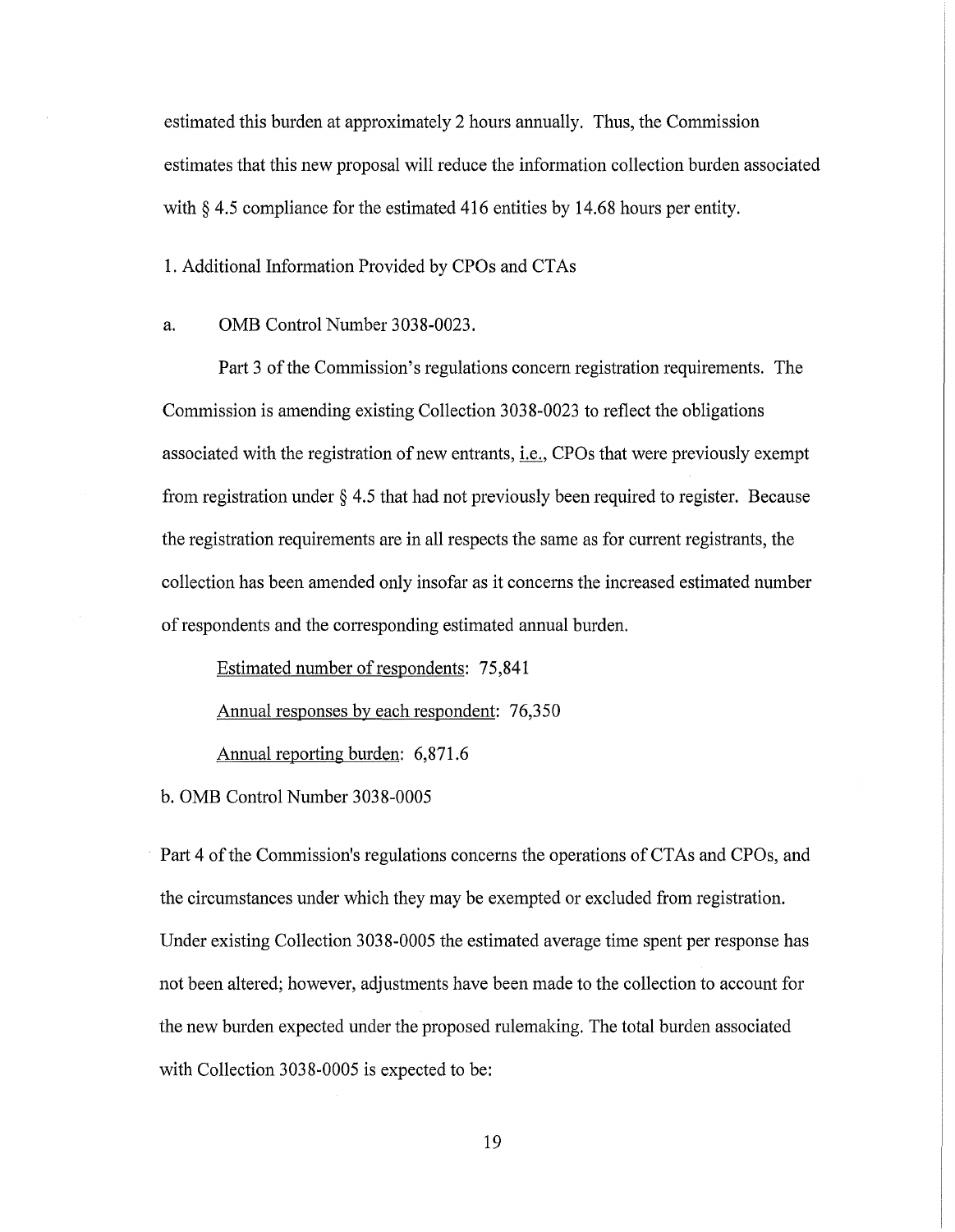estimated this burden at approximately 2 hours annually. Thus, the Commission estimates that this new proposal will reduce the information collection burden associated with § 4.5 compliance for the estimated 416 entities by 14.68 hours per entity.

1. Additional Information Provided by CPOs and CTAs

a. OMB Control Number 3038-0023.

Part 3 of the Commission's regulations concern registration requirements. The Commission is amending existing Collection 3038-0023 to reflect the obligations associated with the registration of new entrants, i.e., CPOs that were previously exempt from registration under § 4.5 that had not previously been required to register. Because the registration requirements are in all respects the same as for current registrants, the collection has been amended only insofar as it concerns the increased estimated number of respondents and the corresponding estimated annual burden.

Estimated number of respondents: 75,841

Annual responses by each respondent: 76,350

Annual reporting burden: 6,871.6

b. OMB Control Number 3038-0005

Part 4 of the Commission's regulations concerns the operations of CTAs and CPOs, and the circumstances under which they may be exempted or excluded from registration. Under existing Collection 3038-0005 the estimated average time spent per response has not been altered; however, adjustments have been made to the collection to account for the new burden expected under the proposed rulemaking. The total burden associated with Collection 3038-0005 is expected to be: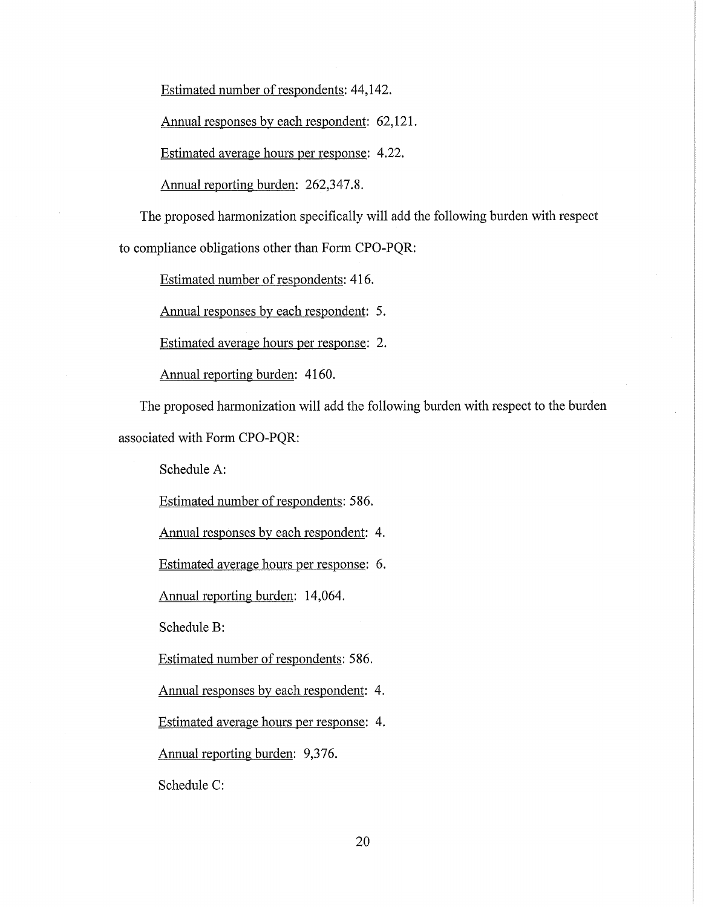Estimated number of respondents: 44,142.

Annual responses by each respondent: 62,121.

Estimated average hours per response: 4.22.

Annual reporting burden: 262,347.8.

The proposed harmonization specifically will add the following burden with respect to compliance obligations other than Form CPO-PQR:

Estimated number of respondents: 416.

Annual responses by each respondent: 5.

Estimated average hours per response: 2.

Annual reporting burden: 4160.

The proposed harmonization will add the following burden with respect to the burden associated with Form CPO-PQR:

Schedule A:

Estimated number of respondents: 586.

Annual responses by each respondent: 4.

Estimated average hours per response: 6.

Annual reporting burden: 14,064.

Schedule B:

Estimated number of respondents: 586.

Annual responses by each respondent: 4.

Estimated average hours per response: 4.

Annual reporting burden: 9,376.

Schedule C: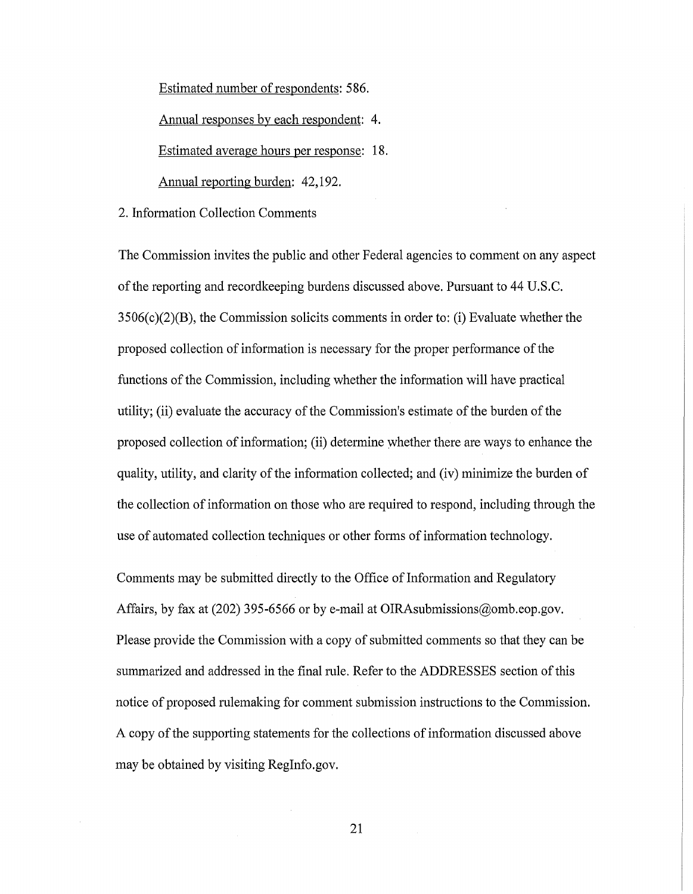Estimated number of respondents: 586.

Annual responses by each respondent: 4.

Estimated average hours per response: 18.

Annual reporting burden: 42,192.

2. Information Collection Comments

The Commission invites the public and other Federal agencies to comment on any aspect of the reporting and recordkeeping burdens discussed above. Pursuant to 44 U.S.C. 3506(c)(2)(B), the Commission solicits comments in order to: (i) Evaluate whether the proposed collection of information is necessary for the proper performance of the functions of the Commission, including whether the information will have practical utility; (ii) evaluate the accuracy of the Commission's estimate of the burden of the proposed collection of information; (ii) determine whether there are ways to enhance the quality, utility, and clarity of the information collected; and (iv) minimize the burden of the collection of information on those who are required to respond, including through the use of automated collection techniques or other forms of information technology.

Comments may be submitted directly to the Office of Information and Regulatory Affairs, by fax at (202) 395-6566 or by e-mail at OIRAsubmissions@omb.eop.gov. Please provide the Commission with a copy of submitted comments so that they can be summarized and addressed in the final rule. Refer to the ADDRESSES section of this notice of proposed rulemaking for comment submission instructions to the Commission. A copy of the supporting statements for the collections of information discussed above may be obtained by visiting RegInfo.gov.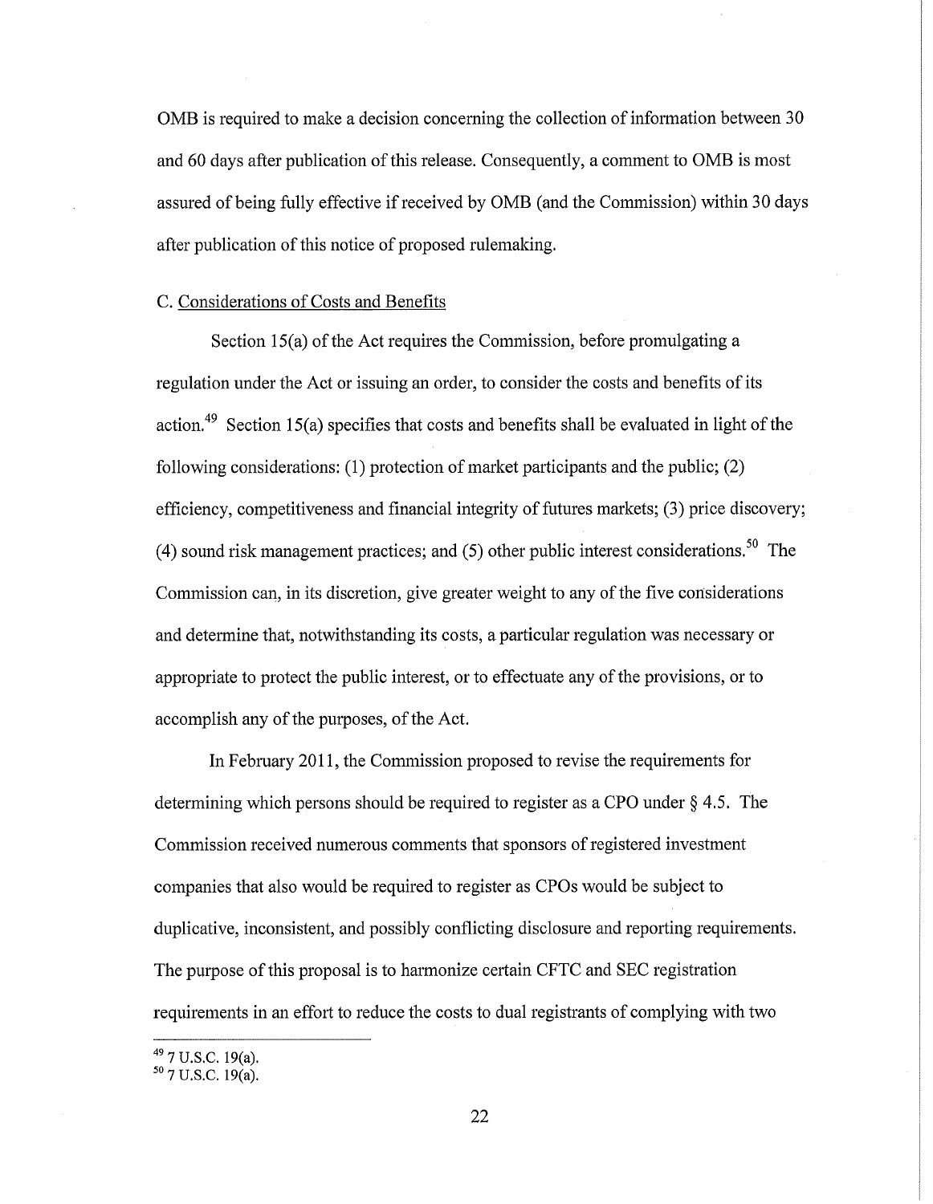OMB is required to make a decision concerning the collection of information between 30 and 60 days after publication of this release. Consequently, a comment to OMB is most assured of being fully effective if received by OMB (and the Commission) within 30 days after publication of this notice of proposed rulemaking.

C. Considerations of Costs and Benefits

Section 15(a) of the Act requires the Commission, before promulgating a regulation under the Act or issuing an order, to consider the costs and benefits of its action.[49] Section 15(a) specifies that costs and benefits shall be evaluated in light of the following considerations: (1) protection of market participants and the public; (2) efficiency, competitiveness and financial integrity of futures markets; (3) price discovery; (4) sound risk management practices; and (5) other public interest considerations.[50] The Commission can, in its discretion, give greater weight to any of the five considerations and determine that, notwithstanding its costs, a particular regulation was necessary or appropriate to protect the public interest, or to effectuate any of the provisions, or to accomplish any of the purposes, of the Act.

In February 2011, the Commission proposed to revise the requirements for determining which persons should be required to register as a CPO under § 4.5. The Commission received numerous comments that sponsors of registered investment companies that also would be required to register as CPOs would be subject to duplicative, inconsistent, and possibly conflicting disclosure and reporting requirements. The purpose of this proposal is to harmonize certain CFTC and SEC registration requirements in an effort to reduce the costs to dual registrants of complying with two

[49] 7 U.S.C. 19(a).

[50] 7 U.S.C. 19(a).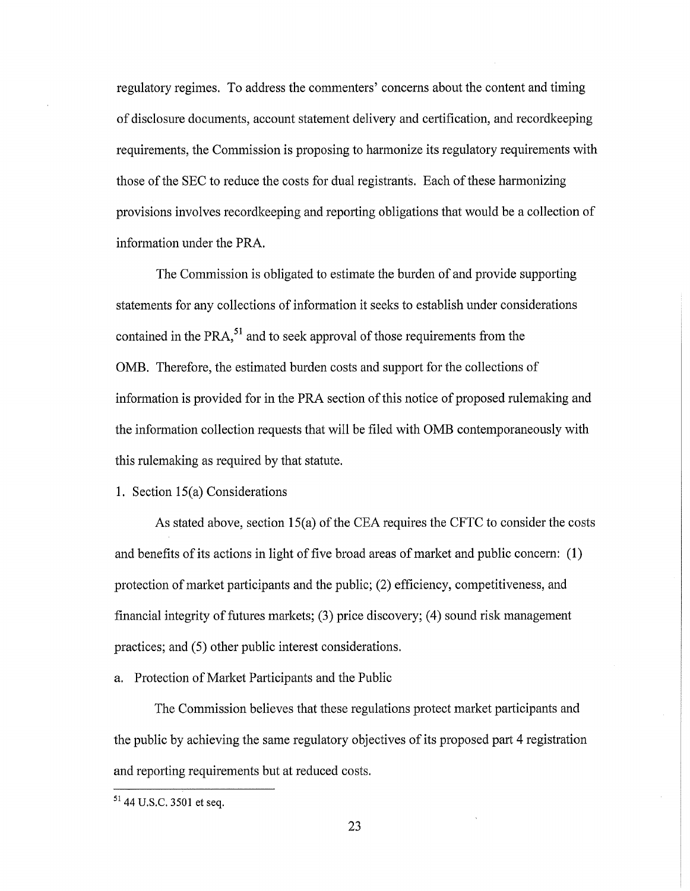regulatory regimes. To address the commenters' concerns about the content and timing of disclosure documents, account statement delivery and certification, and recordkeeping requirements, the Commission is proposing to harmonize its regulatory requirements with those of the SEC to reduce the costs for dual registrants. Each of these harmonizing provisions involves recordkeeping and reporting obligations that would be a collection of information under the PRA.

The Commission is obligated to estimate the burden of and provide supporting statements for any collections of information it seeks to establish under considerations contained in the PRA,[51] and to seek approval of those requirements from the OMB. Therefore, the estimated burden costs and support for the collections of information is provided for in the PRA section of this notice of proposed rulemaking and the information collection requests that will be filed with OMB contemporaneously with this rulemaking as required by that statute.

1. Section 15(a) Considerations

As stated above, section 15(a) of the CEA requires the CFTC to consider the costs and benefits of its actions in light of five broad areas of market and public concern: (1) protection of market participants and the public; (2) efficiency, competitiveness, and financial integrity of futures markets; (3) price discovery; (4) sound risk management practices; and (5) other public interest considerations.

a. Protection of Market Participants and the Public

The Commission believes that these regulations protect market participants and the public by achieving the same regulatory objectives of its proposed part 4 registration and reporting requirements but at reduced costs.

---

[51] 44 U.S.C. 3501 et seq.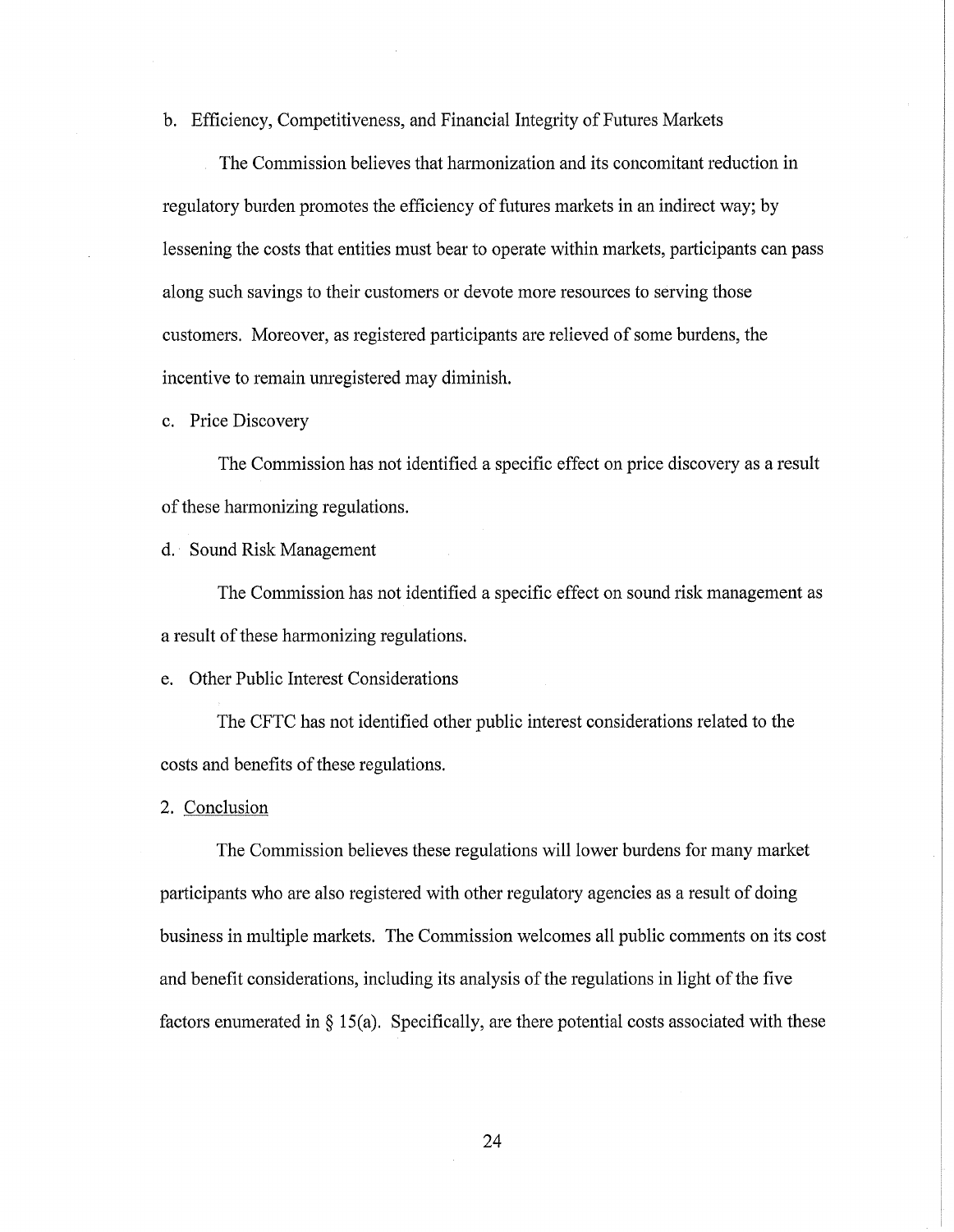b. Efficiency, Competitiveness, and Financial Integrity of Futures Markets

The Commission believes that harmonization and its concomitant reduction in regulatory burden promotes the efficiency of futures markets in an indirect way; by lessening the costs that entities must bear to operate within markets, participants can pass along such savings to their customers or devote more resources to serving those customers. Moreover, as registered participants are relieved of some burdens, the incentive to remain unregistered may diminish.

c. Price Discovery

The Commission has not identified a specific effect on price discovery as a result of these harmonizing regulations.

d. Sound Risk Management

The Commission has not identified a specific effect on sound risk management as a result of these harmonizing regulations.

e. Other Public Interest Considerations

The CFTC has not identified other public interest considerations related to the costs and benefits of these regulations.

2. Conclusion

The Commission believes these regulations will lower burdens for many market participants who are also registered with other regulatory agencies as a result of doing business in multiple markets. The Commission welcomes all public comments on its cost and benefit considerations, including its analysis of the regulations in light of the five factors enumerated in § 15(a). Specifically, are there potential costs associated with these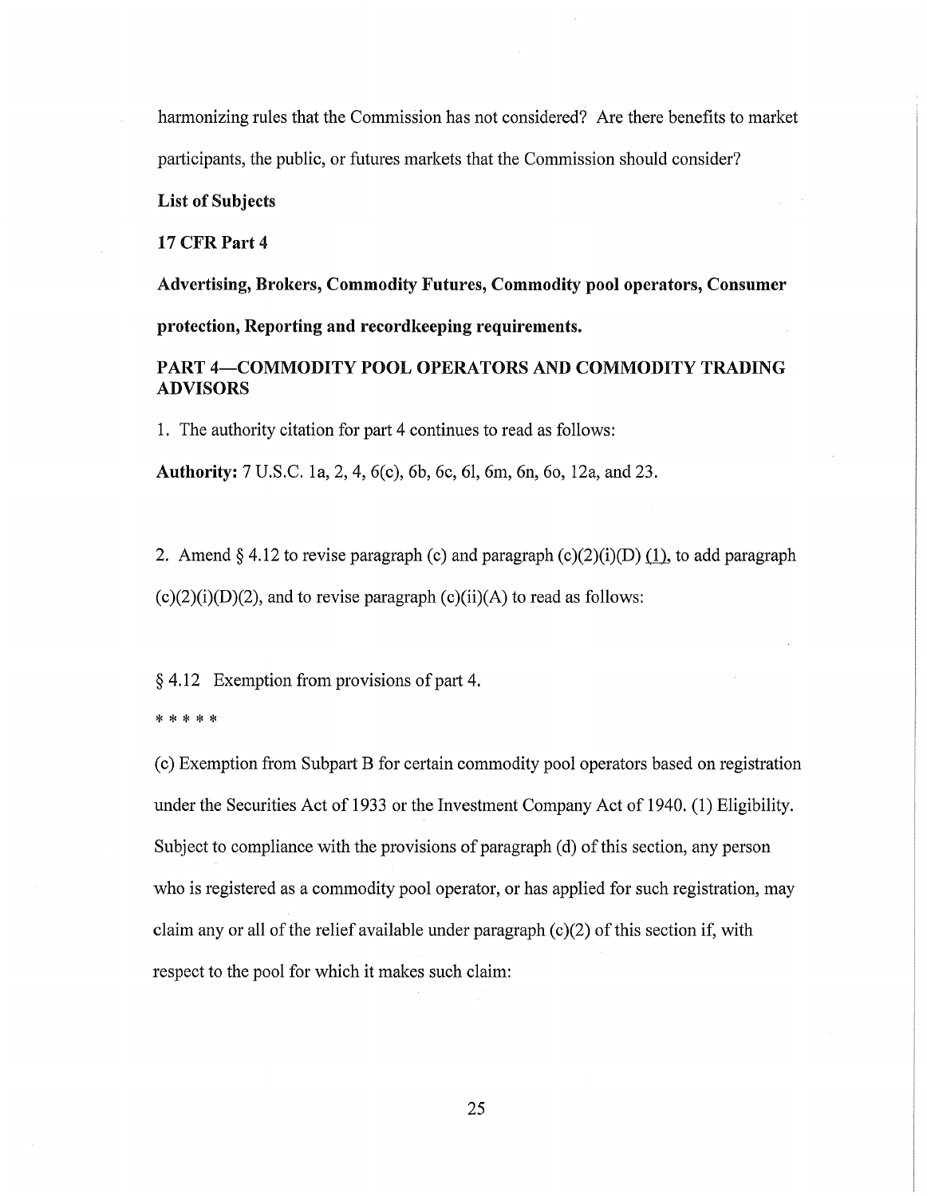harmonizing rules that the Commission has not considered? Are there benefits to market participants, the public, or futures markets that the Commission should consider?

**List of Subjects**

**17 CFR Part 4**

**Advertising, Brokers, Commodity Futures, Commodity pool operators, Consumer protection, Reporting and recordkeeping requirements.**

**PART 4—COMMODITY POOL OPERATORS AND COMMODITY TRADING ADVISORS**

1. The authority citation for part 4 continues to read as follows:

**Authority:** 7 U.S.C. 1a, 2, 4, 6(c), 6b, 6c, 6l, 6m, 6n, 6o, 12a, and 23.

2. Amend § 4.12 to revise paragraph (c) and paragraph (c)(2)(i)(D) (1), to add paragraph (c)(2)(i)(D)(2), and to revise paragraph (c)(ii)(A) to read as follows:

§ 4.12 Exemption from provisions of part 4.

* * * * *

(c) Exemption from Subpart B for certain commodity pool operators based on registration under the Securities Act of 1933 or the Investment Company Act of 1940. (1) Eligibility. Subject to compliance with the provisions of paragraph (d) of this section, any person who is registered as a commodity pool operator, or has applied for such registration, may claim any or all of the relief available under paragraph (c)(2) of this section if, with respect to the pool for which it makes such claim: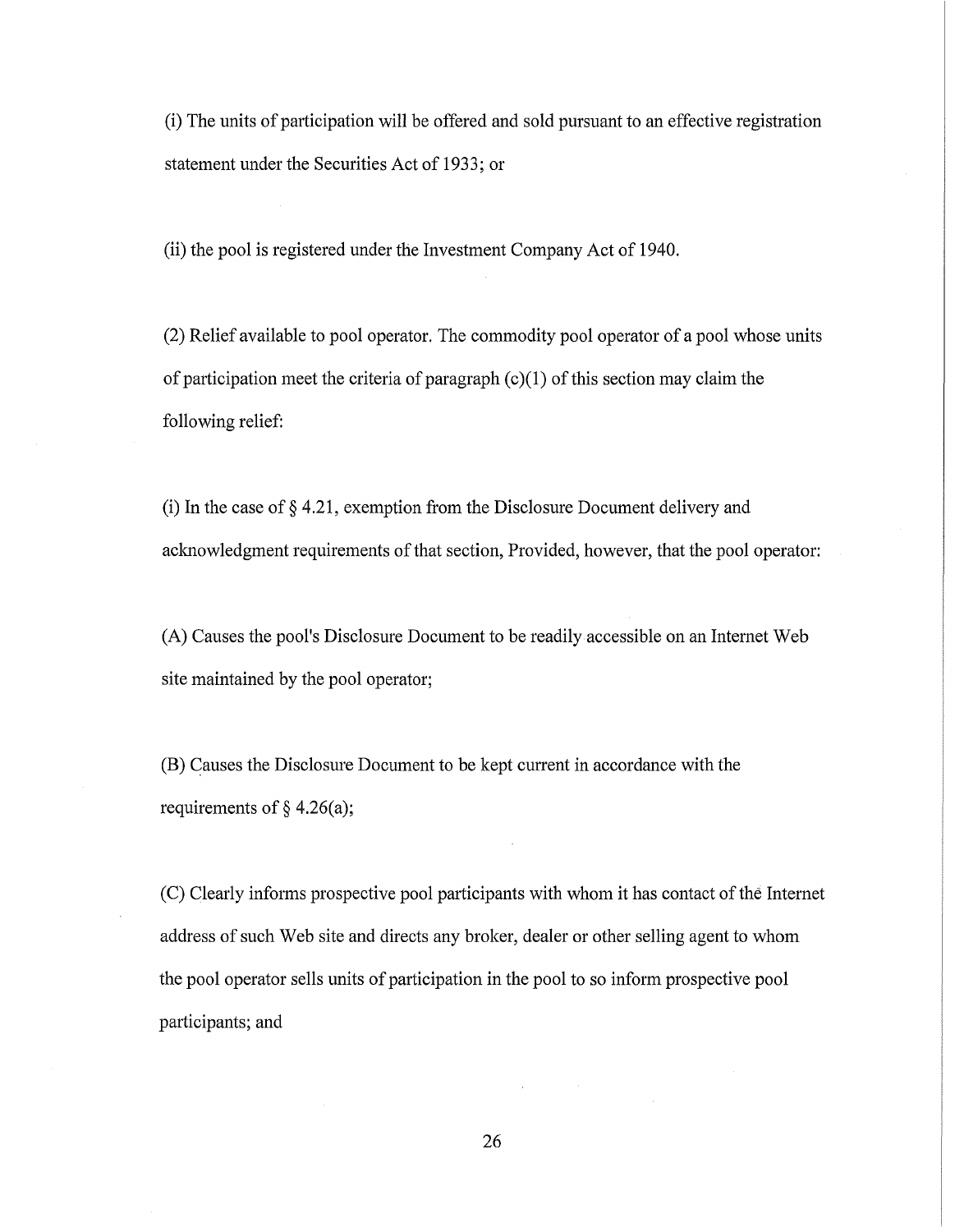(i) The units of participation will be offered and sold pursuant to an effective registration statement under the Securities Act of 1933; or

(ii) the pool is registered under the Investment Company Act of 1940.

(2) Relief available to pool operator. The commodity pool operator of a pool whose units of participation meet the criteria of paragraph (c)(1) of this section may claim the following relief:

(i) In the case of § 4.21, exemption from the Disclosure Document delivery and acknowledgment requirements of that section, Provided, however, that the pool operator:

(A) Causes the pool's Disclosure Document to be readily accessible on an Internet Web site maintained by the pool operator;

(B) Causes the Disclosure Document to be kept current in accordance with the requirements of § 4.26(a);

(C) Clearly informs prospective pool participants with whom it has contact of the Internet address of such Web site and directs any broker, dealer or other selling agent to whom the pool operator sells units of participation in the pool to so inform prospective pool participants; and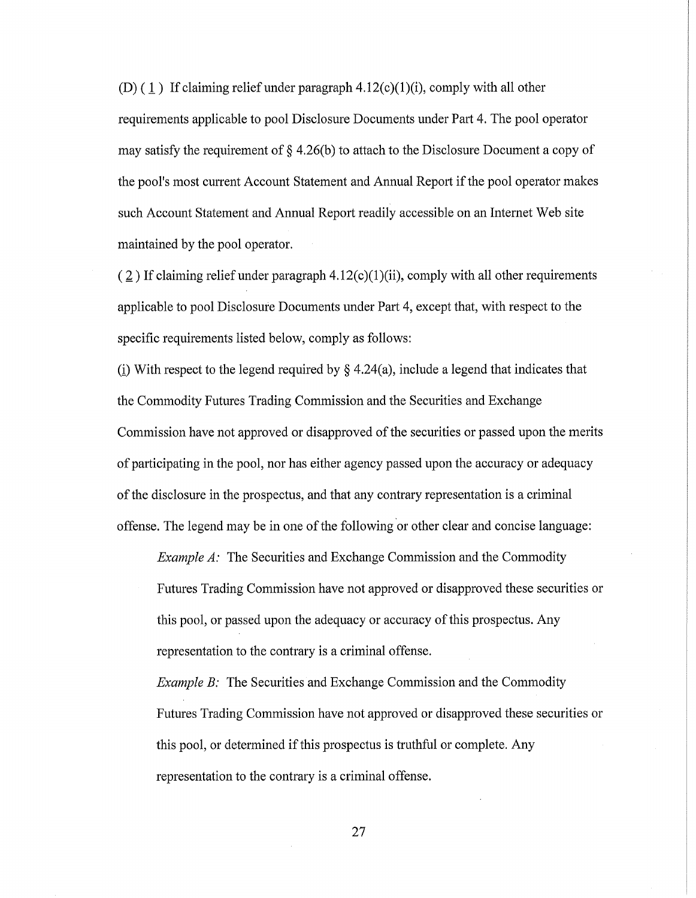(D) ( 1 ) If claiming relief under paragraph 4.12(c)(1)(i), comply with all other requirements applicable to pool Disclosure Documents under Part 4. The pool operator may satisfy the requirement of § 4.26(b) to attach to the Disclosure Document a copy of the pool's most current Account Statement and Annual Report if the pool operator makes such Account Statement and Annual Report readily accessible on an Internet Web site maintained by the pool operator.

( 2 ) If claiming relief under paragraph 4.12(c)(1)(ii), comply with all other requirements applicable to pool Disclosure Documents under Part 4, except that, with respect to the specific requirements listed below, comply as follows:

(i) With respect to the legend required by § 4.24(a), include a legend that indicates that the Commodity Futures Trading Commission and the Securities and Exchange Commission have not approved or disapproved of the securities or passed upon the merits of participating in the pool, nor has either agency passed upon the accuracy or adequacy of the disclosure in the prospectus, and that any contrary representation is a criminal offense. The legend may be in one of the following or other clear and concise language:

> *Example A:* The Securities and Exchange Commission and the Commodity Futures Trading Commission have not approved or disapproved these securities or this pool, or passed upon the adequacy or accuracy of this prospectus. Any representation to the contrary is a criminal offense.
>
> *Example B:* The Securities and Exchange Commission and the Commodity Futures Trading Commission have not approved or disapproved these securities or this pool, or determined if this prospectus is truthful or complete. Any representation to the contrary is a criminal offense.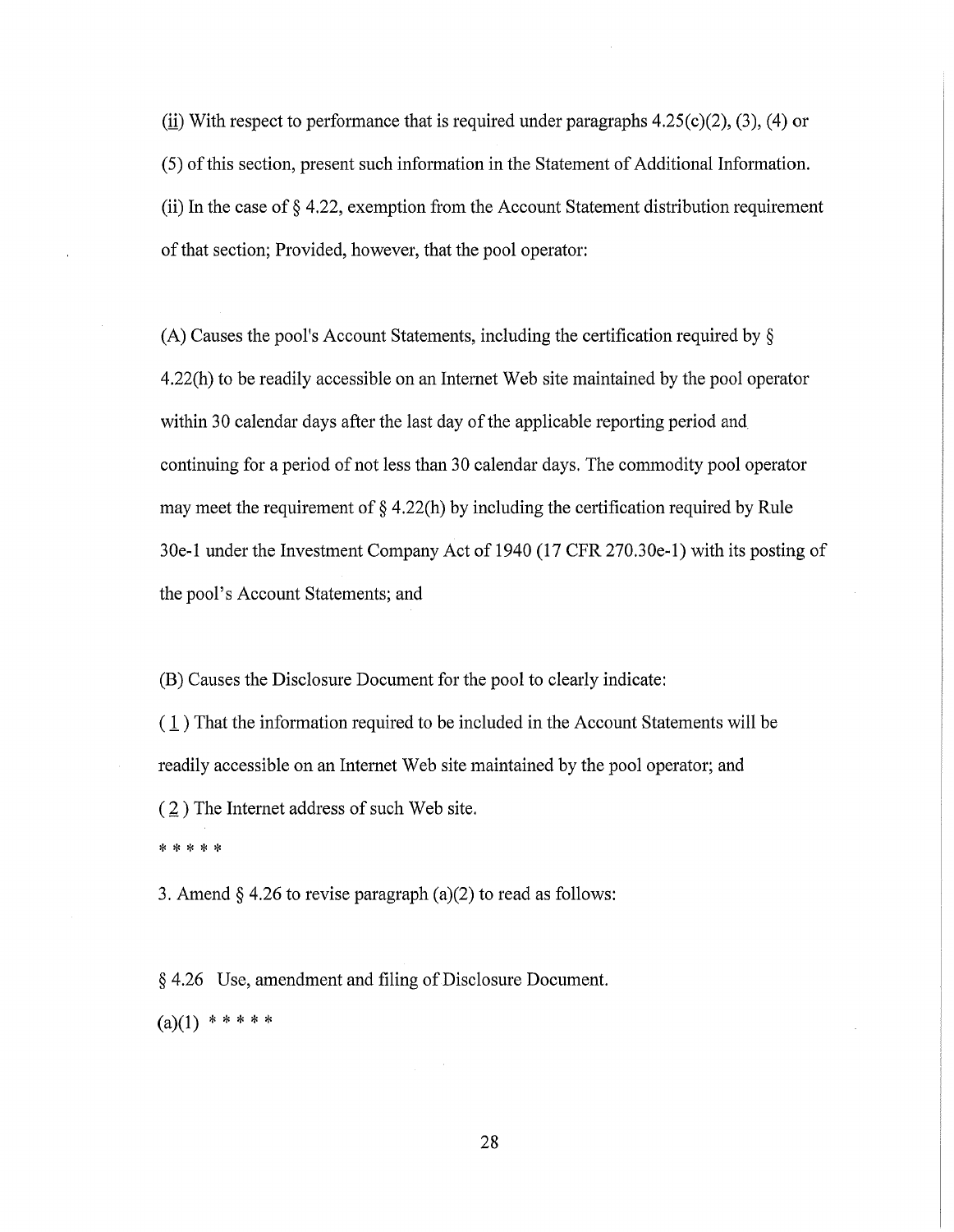(ii) With respect to performance that is required under paragraphs 4.25(c)(2), (3), (4) or (5) of this section, present such information in the Statement of Additional Information.

(ii) In the case of § 4.22, exemption from the Account Statement distribution requirement of that section; Provided, however, that the pool operator:

(A) Causes the pool's Account Statements, including the certification required by § 4.22(h) to be readily accessible on an Internet Web site maintained by the pool operator within 30 calendar days after the last day of the applicable reporting period and continuing for a period of not less than 30 calendar days. The commodity pool operator may meet the requirement of § 4.22(h) by including the certification required by Rule 30e-1 under the Investment Company Act of 1940 (17 CFR 270.30e-1) with its posting of the pool's Account Statements; and

(B) Causes the Disclosure Document for the pool to clearly indicate:

( 1 ) That the information required to be included in the Account Statements will be readily accessible on an Internet Web site maintained by the pool operator; and

( 2 ) The Internet address of such Web site.

* * * * *

3. Amend § 4.26 to revise paragraph (a)(2) to read as follows:

§ 4.26 Use, amendment and filing of Disclosure Document.

(a)(1) * * * * *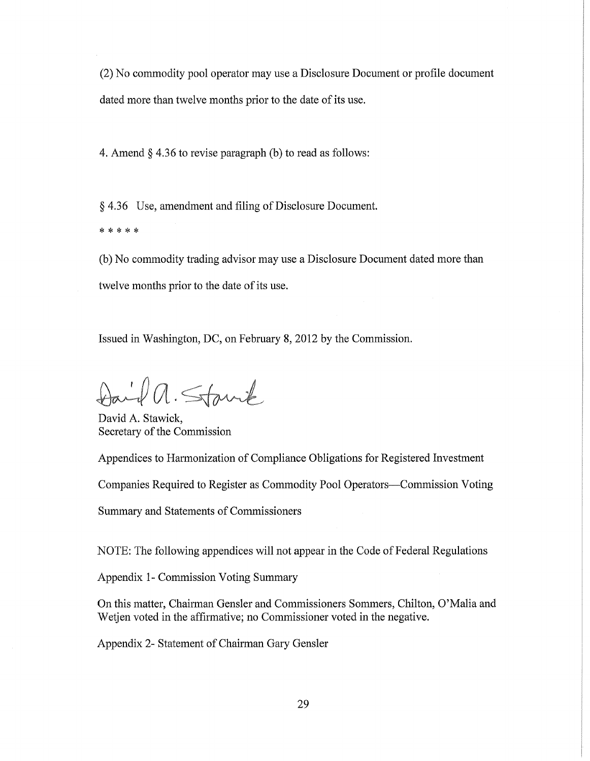(2) No commodity pool operator may use a Disclosure Document or profile document dated more than twelve months prior to the date of its use.

4. Amend § 4.36 to revise paragraph (b) to read as follows:

§ 4.36 Use, amendment and filing of Disclosure Document.

\* \* \* \* \*

(b) No commodity trading advisor may use a Disclosure Document dated more than twelve months prior to the date of its use.

Issued in Washington, DC, on February 8, 2012 by the Commission.

David A. Stawick,
Secretary of the Commission

Appendices to Harmonization of Compliance Obligations for Registered Investment Companies Required to Register as Commodity Pool Operators—Commission Voting Summary and Statements of Commissioners

NOTE: The following appendices will not appear in the Code of Federal Regulations

Appendix 1- Commission Voting Summary

On this matter, Chairman Gensler and Commissioners Sommers, Chilton, O'Malia and Wetjen voted in the affirmative; no Commissioner voted in the negative.

Appendix 2- Statement of Chairman Gary Gensler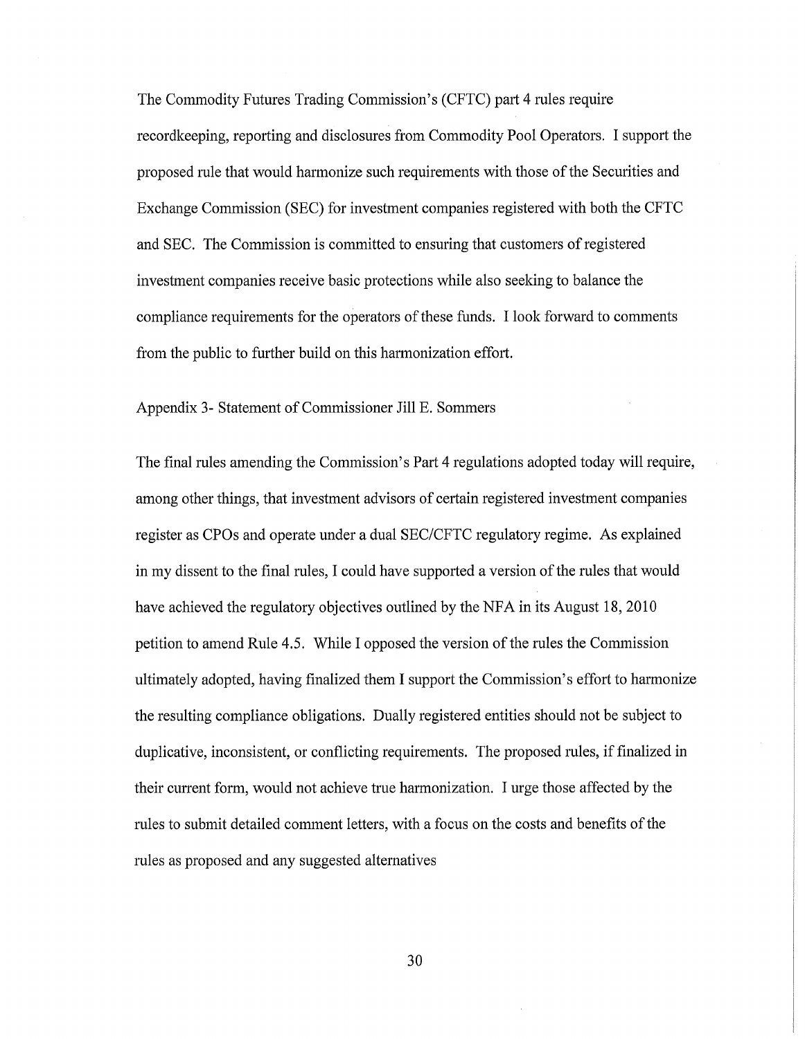The Commodity Futures Trading Commission's (CFTC) part 4 rules require recordkeeping, reporting and disclosures from Commodity Pool Operators. I support the proposed rule that would harmonize such requirements with those of the Securities and Exchange Commission (SEC) for investment companies registered with both the CFTC and SEC. The Commission is committed to ensuring that customers of registered investment companies receive basic protections while also seeking to balance the compliance requirements for the operators of these funds. I look forward to comments from the public to further build on this harmonization effort.

Appendix 3- Statement of Commissioner Jill E. Sommers

The final rules amending the Commission's Part 4 regulations adopted today will require, among other things, that investment advisors of certain registered investment companies register as CPOs and operate under a dual SEC/CFTC regulatory regime. As explained in my dissent to the final rules, I could have supported a version of the rules that would have achieved the regulatory objectives outlined by the NFA in its August 18, 2010 petition to amend Rule 4.5. While I opposed the version of the rules the Commission ultimately adopted, having finalized them I support the Commission's effort to harmonize the resulting compliance obligations. Dually registered entities should not be subject to duplicative, inconsistent, or conflicting requirements. The proposed rules, if finalized in their current form, would not achieve true harmonization. I urge those affected by the rules to submit detailed comment letters, with a focus on the costs and benefits of the rules as proposed and any suggested alternatives